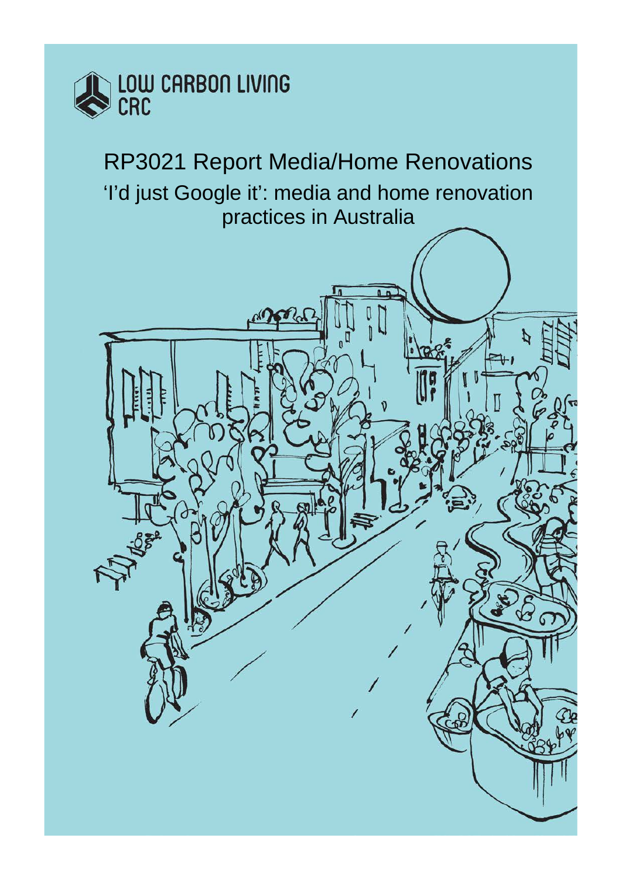LOW CARBON LIVING CRC

# RP3021 Report Media/Home Renovations

## 'I'd just Google it': media and home renovation practices in Australia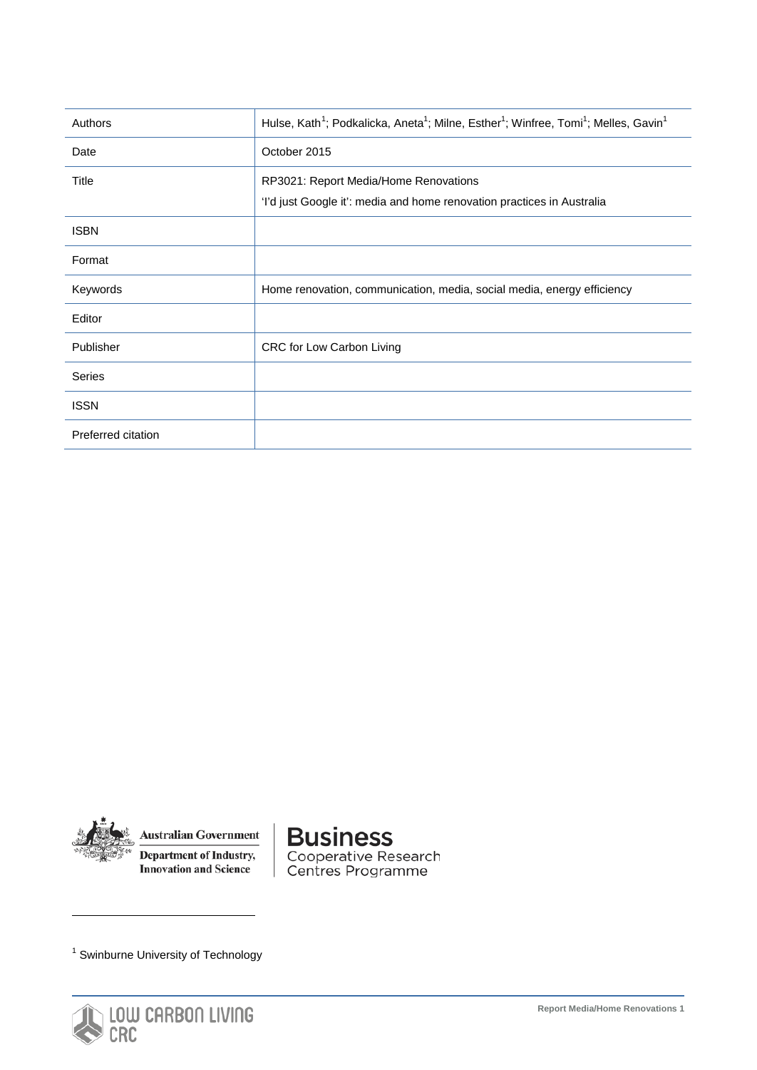| Authors | Hulse, Kath[1]; Podkalicka, Aneta[1]; Milne, Esther[1]; Winfree, Tomi[1]; Melles, Gavin[1] |
|---|---|
| Date | October 2015 |
| Title | RP3021: Report Media/Home Renovations<br>'I'd just Google it': media and home renovation practices in Australia |
| ISBN | |
| Format | |
| Keywords | Home renovation, communication, media, social media, energy efficiency |
| Editor | |
| Publisher | CRC for Low Carbon Living |
| Series | |
| ISSN | |
| Preferred citation | |

Australian Government
Department of Industry, Innovation and Science

Business
Cooperative Research Centres Programme

[1] Swinburne University of Technology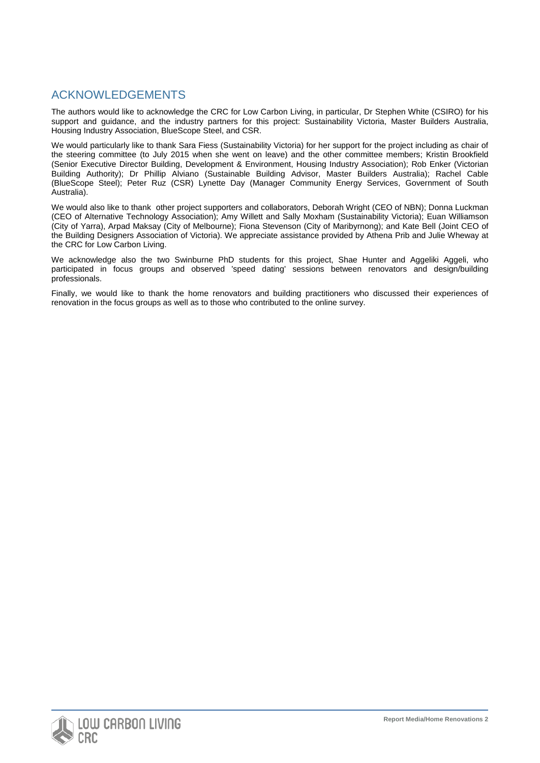## ACKNOWLEDGEMENTS

The authors would like to acknowledge the CRC for Low Carbon Living, in particular, Dr Stephen White (CSIRO) for his support and guidance, and the industry partners for this project: Sustainability Victoria, Master Builders Australia, Housing Industry Association, BlueScope Steel, and CSR.

We would particularly like to thank Sara Fiess (Sustainability Victoria) for her support for the project including as chair of the steering committee (to July 2015 when she went on leave) and the other committee members; Kristin Brookfield (Senior Executive Director Building, Development & Environment, Housing Industry Association); Rob Enker (Victorian Building Authority); Dr Phillip Alviano (Sustainable Building Advisor, Master Builders Australia); Rachel Cable (BlueScope Steel); Peter Ruz (CSR) Lynette Day (Manager Community Energy Services, Government of South Australia).

We would also like to thank other project supporters and collaborators, Deborah Wright (CEO of NBN); Donna Luckman (CEO of Alternative Technology Association); Amy Willett and Sally Moxham (Sustainability Victoria); Euan Williamson (City of Yarra), Arpad Maksay (City of Melbourne); Fiona Stevenson (City of Maribyrnong); and Kate Bell (Joint CEO of the Building Designers Association of Victoria). We appreciate assistance provided by Athena Prib and Julie Wheway at the CRC for Low Carbon Living.

We acknowledge also the two Swinburne PhD students for this project, Shae Hunter and Aggeliki Aggeli, who participated in focus groups and observed 'speed dating' sessions between renovators and design/building professionals.

Finally, we would like to thank the home renovators and building practitioners who discussed their experiences of renovation in the focus groups as well as to those who contributed to the online survey.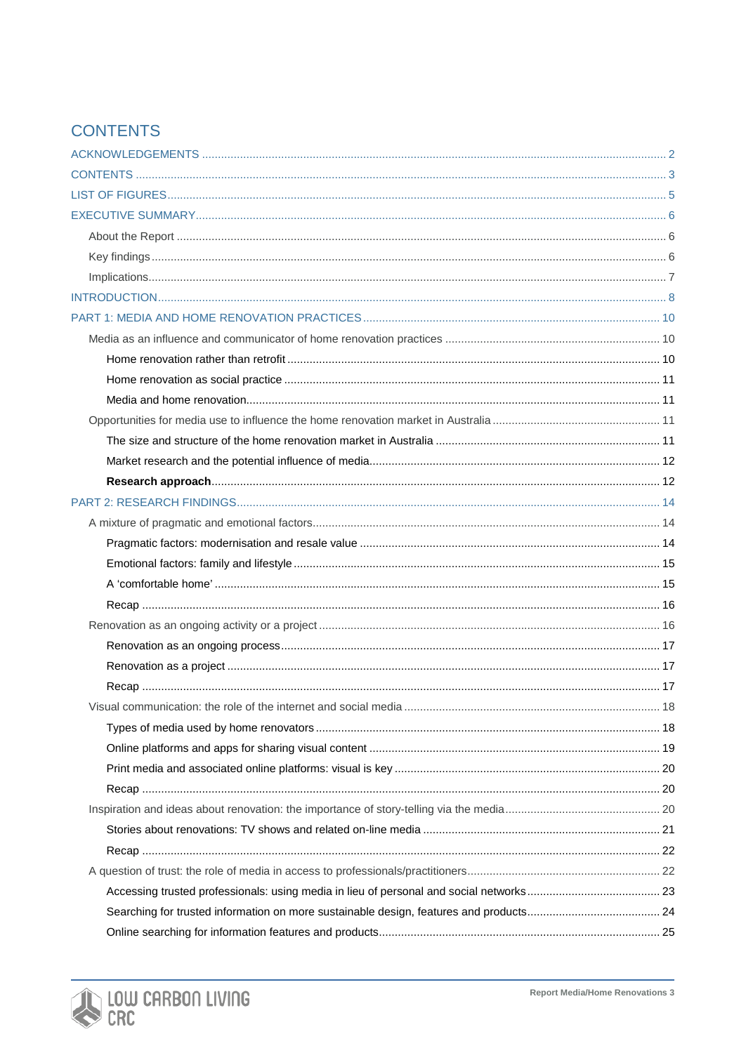# CONTENTS

ACKNOWLEDGEMENTS ........ 2

CONTENTS ........ 3

LIST OF FIGURES ........ 5

EXECUTIVE SUMMARY ........ 6

- About the Report ........ 6
- Key findings ........ 6
- Implications ........ 7

INTRODUCTION ........ 8

PART 1: MEDIA AND HOME RENOVATION PRACTICES ........ 10

- Media as an influence and communicator of home renovation practices ........ 10
  - Home renovation rather than retrofit ........ 10
  - Home renovation as social practice ........ 11
  - Media and home renovation ........ 11
- Opportunities for media use to influence the home renovation market in Australia ........ 11
  - The size and structure of the home renovation market in Australia ........ 11
  - Market research and the potential influence of media ........ 12
  - **Research approach** ........ 12

PART 2: RESEARCH FINDINGS ........ 14

- A mixture of pragmatic and emotional factors ........ 14
  - Pragmatic factors: modernisation and resale value ........ 14
  - Emotional factors: family and lifestyle ........ 15
  - A 'comfortable home' ........ 15
  - Recap ........ 16
- Renovation as an ongoing activity or a project ........ 16
  - Renovation as an ongoing process ........ 17
  - Renovation as a project ........ 17
  - Recap ........ 17
- Visual communication: the role of the internet and social media ........ 18
  - Types of media used by home renovators ........ 18
  - Online platforms and apps for sharing visual content ........ 19
  - Print media and associated online platforms: visual is key ........ 20
  - Recap ........ 20
- Inspiration and ideas about renovation: the importance of story-telling via the media ........ 20
  - Stories about renovations: TV shows and related on-line media ........ 21
  - Recap ........ 22
- A question of trust: the role of media in access to professionals/practitioners ........ 22
  - Accessing trusted professionals: using media in lieu of personal and social networks ........ 23
  - Searching for trusted information on more sustainable design, features and products ........ 24
  - Online searching for information features and products ........ 25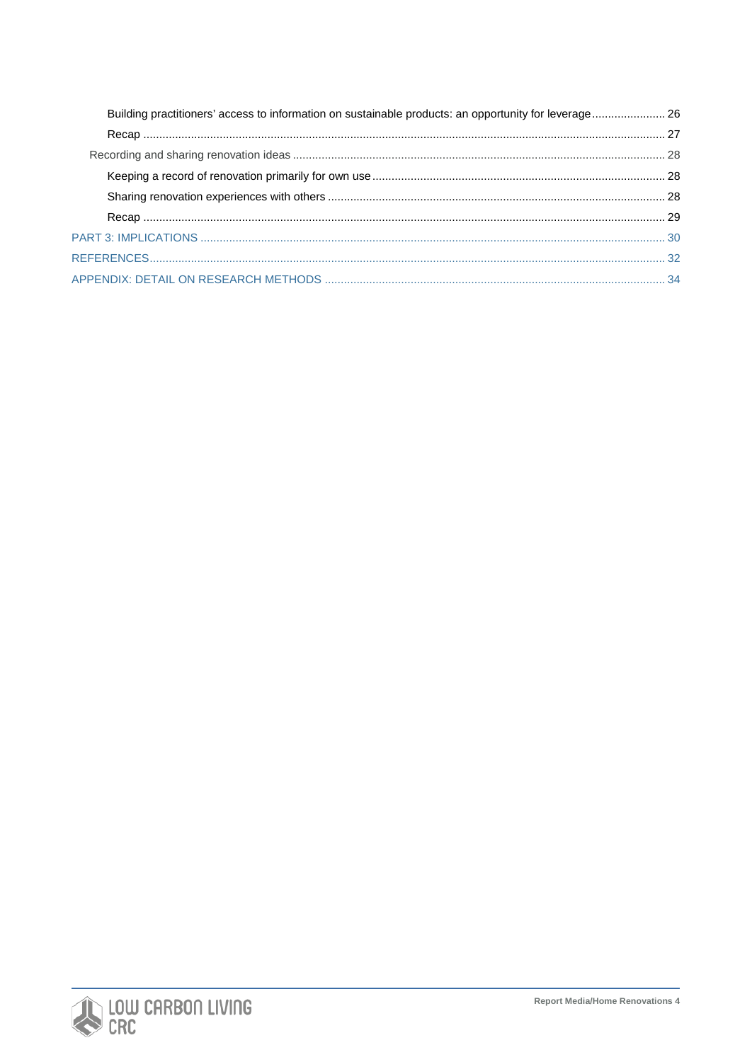Building practitioners' access to information on sustainable products: an opportunity for leverage ....................... 26

Recap ....................................................................................................................................................... 27

Recording and sharing renovation ideas ...................................................................................................... 28

Keeping a record of renovation primarily for own use ............................................................................ 28

Sharing renovation experiences with others ........................................................................................... 28

Recap ....................................................................................................................................................... 29

PART 3: IMPLICATIONS ................................................................................................................................. 30

REFERENCES ................................................................................................................................................. 32

APPENDIX: DETAIL ON RESEARCH METHODS ......................................................................................... 34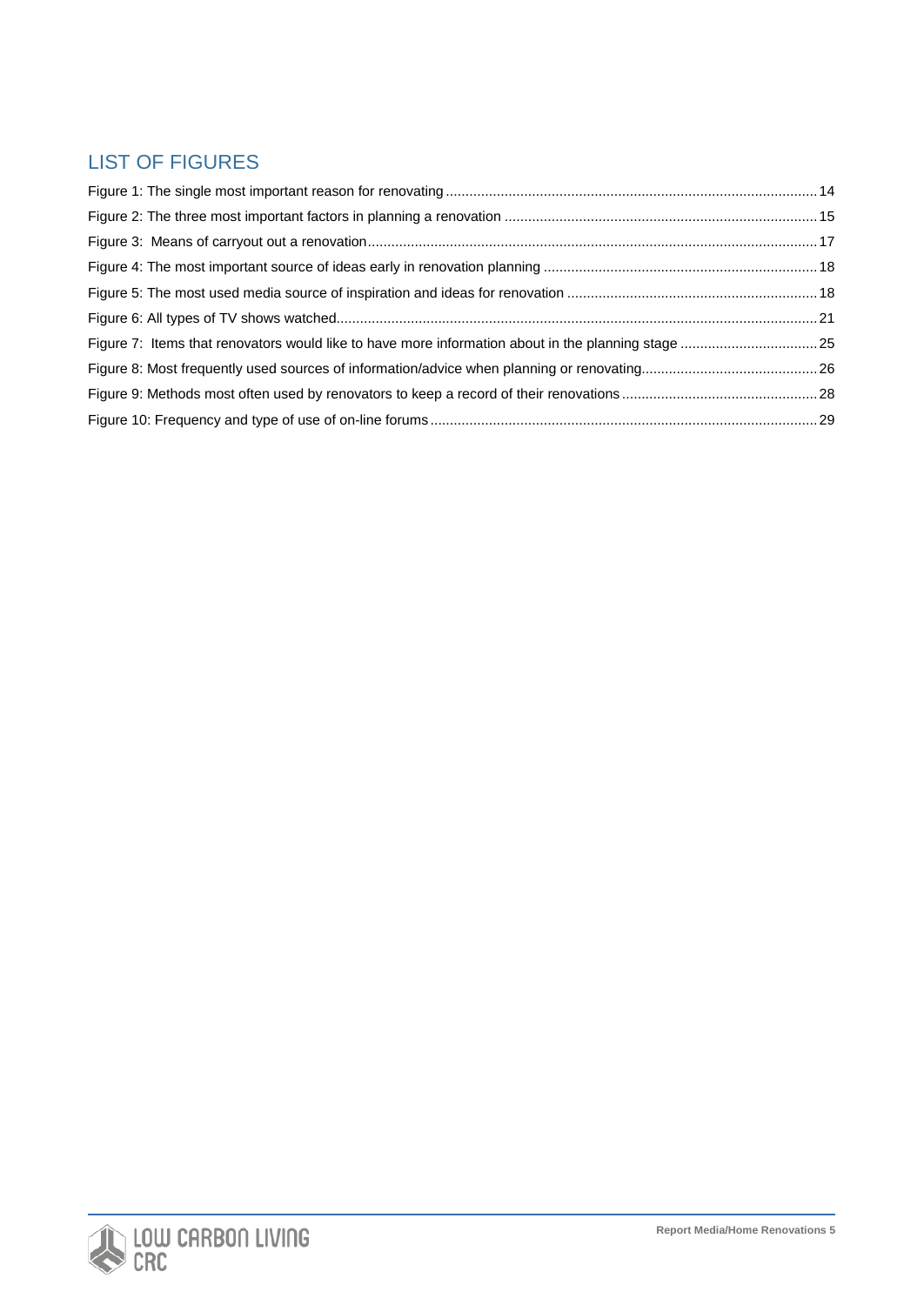## LIST OF FIGURES

Figure 1: The single most important reason for renovating ........ 14
Figure 2: The three most important factors in planning a renovation ........ 15
Figure 3: Means of carryout out a renovation ........ 17
Figure 4: The most important source of ideas early in renovation planning ........ 18
Figure 5: The most used media source of inspiration and ideas for renovation ........ 18
Figure 6: All types of TV shows watched ........ 21
Figure 7: Items that renovators would like to have more information about in the planning stage ........ 25
Figure 8: Most frequently used sources of information/advice when planning or renovating ........ 26
Figure 9: Methods most often used by renovators to keep a record of their renovations ........ 28
Figure 10: Frequency and type of use of on-line forums ........ 29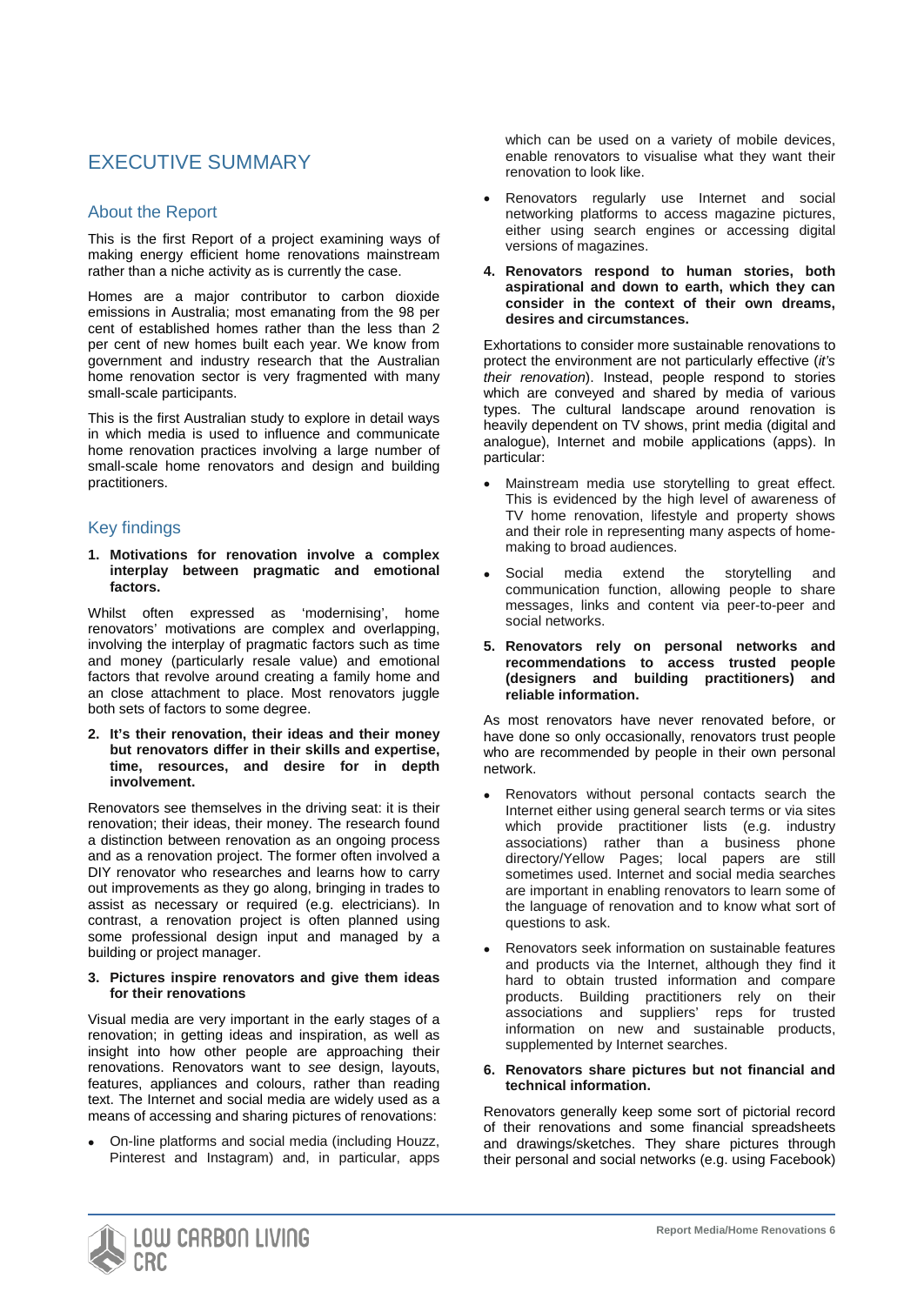# EXECUTIVE SUMMARY

## About the Report

This is the first Report of a project examining ways of making energy efficient home renovations mainstream rather than a niche activity as is currently the case.

Homes are a major contributor to carbon dioxide emissions in Australia; most emanating from the 98 per cent of established homes rather than the less than 2 per cent of new homes built each year. We know from government and industry research that the Australian home renovation sector is very fragmented with many small-scale participants.

This is the first Australian study to explore in detail ways in which media is used to influence and communicate home renovation practices involving a large number of small-scale home renovators and design and building practitioners.

## Key findings

1. **Motivations for renovation involve a complex interplay between pragmatic and emotional factors.**

Whilst often expressed as 'modernising', home renovators' motivations are complex and overlapping, involving the interplay of pragmatic factors such as time and money (particularly resale value) and emotional factors that revolve around creating a family home and an close attachment to place. Most renovators juggle both sets of factors to some degree.

2. **It's their renovation, their ideas and their money but renovators differ in their skills and expertise, time, resources, and desire for in depth involvement.**

Renovators see themselves in the driving seat: it is their renovation; their ideas, their money. The research found a distinction between renovation as an ongoing process and as a renovation project. The former often involved a DIY renovator who researches and learns how to carry out improvements as they go along, bringing in trades to assist as necessary or required (e.g. electricians). In contrast, a renovation project is often planned using some professional design input and managed by a building or project manager.

3. **Pictures inspire renovators and give them ideas for their renovations**

Visual media are very important in the early stages of a renovation; in getting ideas and inspiration, as well as insight into how other people are approaching their renovations. Renovators want to *see* design, layouts, features, appliances and colours, rather than reading text. The Internet and social media are widely used as a means of accessing and sharing pictures of renovations:

- On-line platforms and social media (including Houzz, Pinterest and Instagram) and, in particular, apps which can be used on a variety of mobile devices, enable renovators to visualise what they want their renovation to look like.
- Renovators regularly use Internet and social networking platforms to access magazine pictures, either using search engines or accessing digital versions of magazines.

4. **Renovators respond to human stories, both aspirational and down to earth, which they can consider in the context of their own dreams, desires and circumstances.**

Exhortations to consider more sustainable renovations to protect the environment are not particularly effective (*it's their renovation*). Instead, people respond to stories which are conveyed and shared by media of various types. The cultural landscape around renovation is heavily dependent on TV shows, print media (digital and analogue), Internet and mobile applications (apps). In particular:

- Mainstream media use storytelling to great effect. This is evidenced by the high level of awareness of TV home renovation, lifestyle and property shows and their role in representing many aspects of home-making to broad audiences.
- Social media extend the storytelling and communication function, allowing people to share messages, links and content via peer-to-peer and social networks.

5. **Renovators rely on personal networks and recommendations to access trusted people (designers and building practitioners) and reliable information.**

As most renovators have never renovated before, or have done so only occasionally, renovators trust people who are recommended by people in their own personal network.

- Renovators without personal contacts search the Internet either using general search terms or via sites which provide practitioner lists (e.g. industry associations) rather than a business phone directory/Yellow Pages; local papers are still sometimes used. Internet and social media searches are important in enabling renovators to learn some of the language of renovation and to know what sort of questions to ask.
- Renovators seek information on sustainable features and products via the Internet, although they find it hard to obtain trusted information and compare products. Building practitioners rely on their associations and suppliers' reps for trusted information on new and sustainable products, supplemented by Internet searches.

6. **Renovators share pictures but not financial and technical information.**

Renovators generally keep some sort of pictorial record of their renovations and some financial spreadsheets and drawings/sketches. They share pictures through their personal and social networks (e.g. using Facebook)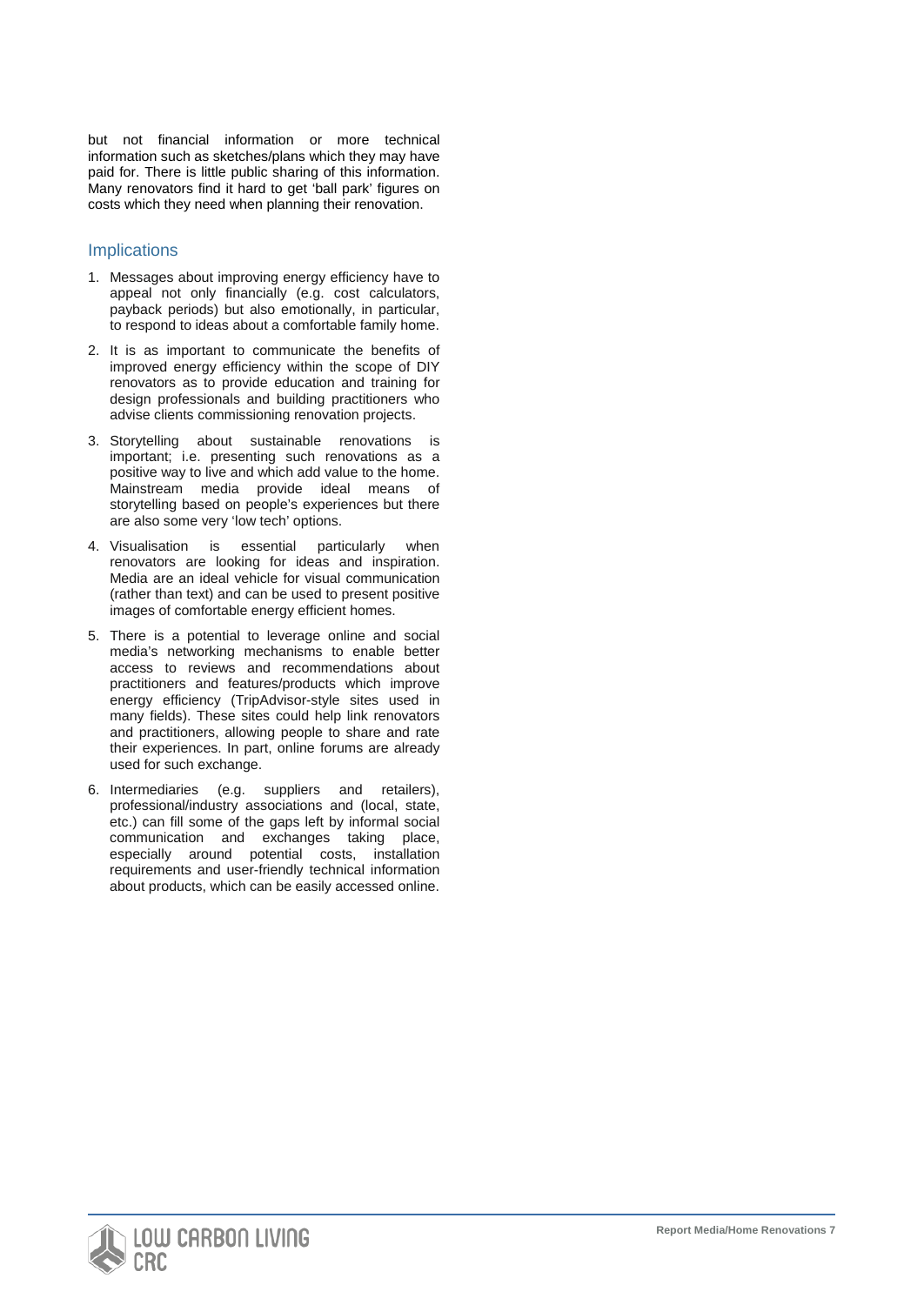but not financial information or more technical information such as sketches/plans which they may have paid for. There is little public sharing of this information. Many renovators find it hard to get 'ball park' figures on costs which they need when planning their renovation.

## Implications

1. Messages about improving energy efficiency have to appeal not only financially (e.g. cost calculators, payback periods) but also emotionally, in particular, to respond to ideas about a comfortable family home.
2. It is as important to communicate the benefits of improved energy efficiency within the scope of DIY renovators as to provide education and training for design professionals and building practitioners who advise clients commissioning renovation projects.
3. Storytelling about sustainable renovations is important; i.e. presenting such renovations as a positive way to live and which add value to the home. Mainstream media provide ideal means of storytelling based on people's experiences but there are also some very 'low tech' options.
4. Visualisation is essential particularly when renovators are looking for ideas and inspiration. Media are an ideal vehicle for visual communication (rather than text) and can be used to present positive images of comfortable energy efficient homes.
5. There is a potential to leverage online and social media's networking mechanisms to enable better access to reviews and recommendations about practitioners and features/products which improve energy efficiency (TripAdvisor-style sites used in many fields). These sites could help link renovators and practitioners, allowing people to share and rate their experiences. In part, online forums are already used for such exchange.
6. Intermediaries (e.g. suppliers and retailers), professional/industry associations and (local, state, etc.) can fill some of the gaps left by informal social communication and exchanges taking place, especially around potential costs, installation requirements and user-friendly technical information about products, which can be easily accessed online.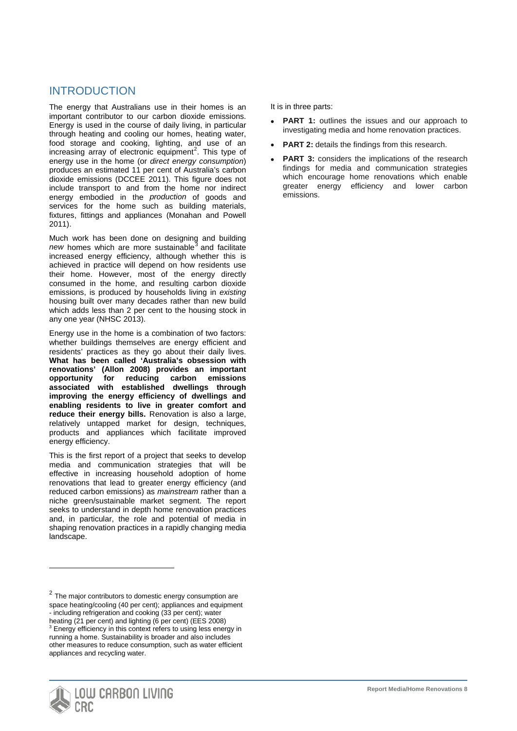# INTRODUCTION

The energy that Australians use in their homes is an important contributor to our carbon dioxide emissions. Energy is used in the course of daily living, in particular through heating and cooling our homes, heating water, food storage and cooking, lighting, and use of an increasing array of electronic equipment[2]. This type of energy use in the home (or *direct energy consumption*) produces an estimated 11 per cent of Australia's carbon dioxide emissions (DCCEE 2011). This figure does not include transport to and from the home nor indirect energy embodied in the *production* of goods and services for the home such as building materials, fixtures, fittings and appliances (Monahan and Powell 2011).

Much work has been done on designing and building *new* homes which are more sustainable[3] and facilitate increased energy efficiency, although whether this is achieved in practice will depend on how residents use their home. However, most of the energy directly consumed in the home, and resulting carbon dioxide emissions, is produced by households living in *existing* housing built over many decades rather than new build which adds less than 2 per cent to the housing stock in any one year (NHSC 2013).

Energy use in the home is a combination of two factors: whether buildings themselves are energy efficient and residents' practices as they go about their daily lives. **What has been called 'Australia's obsession with renovations' (Allon 2008) provides an important opportunity for reducing carbon emissions associated with established dwellings through improving the energy efficiency of dwellings and enabling residents to live in greater comfort and reduce their energy bills.** Renovation is also a large, relatively untapped market for design, techniques, products and appliances which facilitate improved energy efficiency.

This is the first report of a project that seeks to develop media and communication strategies that will be effective in increasing household adoption of home renovations that lead to greater energy efficiency (and reduced carbon emissions) as *mainstream* rather than a niche green/sustainable market segment. The report seeks to understand in depth home renovation practices and, in particular, the role and potential of media in shaping renovation practices in a rapidly changing media landscape.

It is in three parts:

- **PART 1:** outlines the issues and our approach to investigating media and home renovation practices.
- **PART 2:** details the findings from this research.
- **PART 3:** considers the implications of the research findings for media and communication strategies which encourage home renovations which enable greater energy efficiency and lower carbon emissions.

---

[2] The major contributors to domestic energy consumption are space heating/cooling (40 per cent); appliances and equipment - including refrigeration and cooking (33 per cent); water heating (21 per cent) and lighting (6 per cent) (EES 2008)

[3] Energy efficiency in this context refers to using less energy in running a home. Sustainability is broader and also includes other measures to reduce consumption, such as water efficient appliances and recycling water.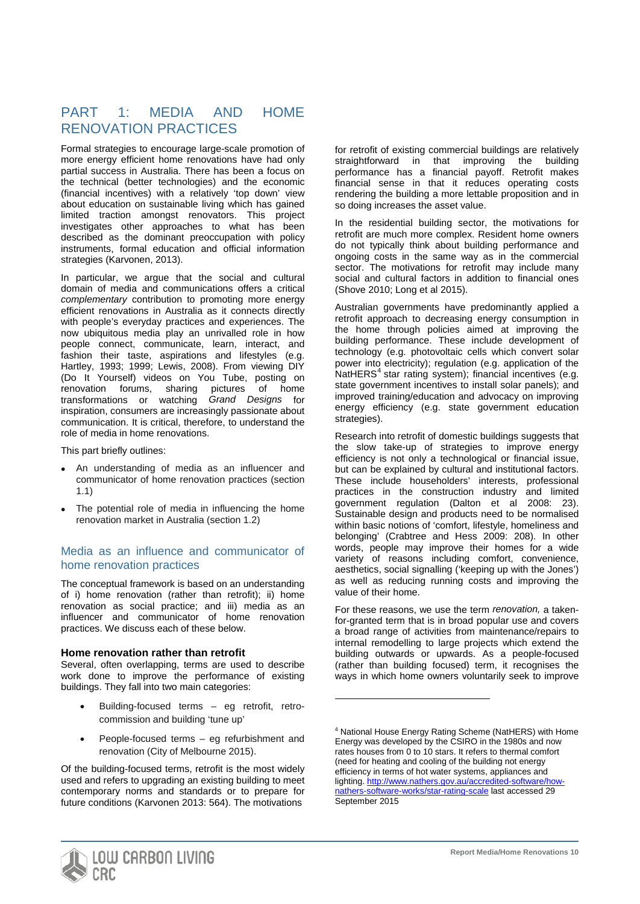# PART 1: MEDIA AND HOME RENOVATION PRACTICES

Formal strategies to encourage large-scale promotion of more energy efficient home renovations have had only partial success in Australia. There has been a focus on the technical (better technologies) and the economic (financial incentives) with a relatively 'top down' view about education on sustainable living which has gained limited traction amongst renovators. This project investigates other approaches to what has been described as the dominant preoccupation with policy instruments, formal education and official information strategies (Karvonen, 2013).

In particular, we argue that the social and cultural domain of media and communications offers a critical *complementary* contribution to promoting more energy efficient renovations in Australia as it connects directly with people's everyday practices and experiences. The now ubiquitous media play an unrivalled role in how people connect, communicate, learn, interact, and fashion their taste, aspirations and lifestyles (e.g. Hartley, 1993; 1999; Lewis, 2008). From viewing DIY (Do It Yourself) videos on You Tube, posting on renovation forums, sharing pictures of home transformations or watching *Grand Designs* for inspiration, consumers are increasingly passionate about communication. It is critical, therefore, to understand the role of media in home renovations.

This part briefly outlines:

- An understanding of media as an influencer and communicator of home renovation practices (section 1.1)
- The potential role of media in influencing the home renovation market in Australia (section 1.2)

## Media as an influence and communicator of home renovation practices

The conceptual framework is based on an understanding of i) home renovation (rather than retrofit); ii) home renovation as social practice; and iii) media as an influencer and communicator of home renovation practices. We discuss each of these below.

### Home renovation rather than retrofit

Several, often overlapping, terms are used to describe work done to improve the performance of existing buildings. They fall into two main categories:

- Building-focused terms – eg retrofit, retro-commission and building 'tune up'
- People-focused terms – eg refurbishment and renovation (City of Melbourne 2015).

Of the building-focused terms, retrofit is the most widely used and refers to upgrading an existing building to meet contemporary norms and standards or to prepare for future conditions (Karvonen 2013: 564). The motivations for retrofit of existing commercial buildings are relatively straightforward in that improving the building performance has a financial payoff. Retrofit makes financial sense in that it reduces operating costs rendering the building a more lettable proposition and in so doing increases the asset value.

In the residential building sector, the motivations for retrofit are much more complex. Resident home owners do not typically think about building performance and ongoing costs in the same way as in the commercial sector. The motivations for retrofit may include many social and cultural factors in addition to financial ones (Shove 2010; Long et al 2015).

Australian governments have predominantly applied a retrofit approach to decreasing energy consumption in the home through policies aimed at improving the building performance. These include development of technology (e.g. photovoltaic cells which convert solar power into electricity); regulation (e.g. application of the NatHERS[4] star rating system); financial incentives (e.g. state government incentives to install solar panels); and improved training/education and advocacy on improving energy efficiency (e.g. state government education strategies).

Research into retrofit of domestic buildings suggests that the slow take-up of strategies to improve energy efficiency is not only a technological or financial issue, but can be explained by cultural and institutional factors. These include householders' interests, professional practices in the construction industry and limited government regulation (Dalton et al 2008: 23). Sustainable design and products need to be normalised within basic notions of 'comfort, lifestyle, homeliness and belonging' (Crabtree and Hess 2009: 208). In other words, people may improve their homes for a wide variety of reasons including comfort, convenience, aesthetics, social signalling ('keeping up with the Jones') as well as reducing running costs and improving the value of their home.

For these reasons, we use the term *renovation,* a taken-for-granted term that is in broad popular use and covers a broad range of activities from maintenance/repairs to internal remodelling to large projects which extend the building outwards or upwards. As a people-focused (rather than building focused) term, it recognises the ways in which home owners voluntarily seek to improve

---

[4] National House Energy Rating Scheme (NatHERS) with Home Energy was developed by the CSIRO in the 1980s and now rates houses from 0 to 10 stars. It refers to thermal comfort (need for heating and cooling of the building not energy efficiency in terms of hot water systems, appliances and lighting. http://www.nathers.gov.au/accredited-software/how-nathers-software-works/star-rating-scale last accessed 29 September 2015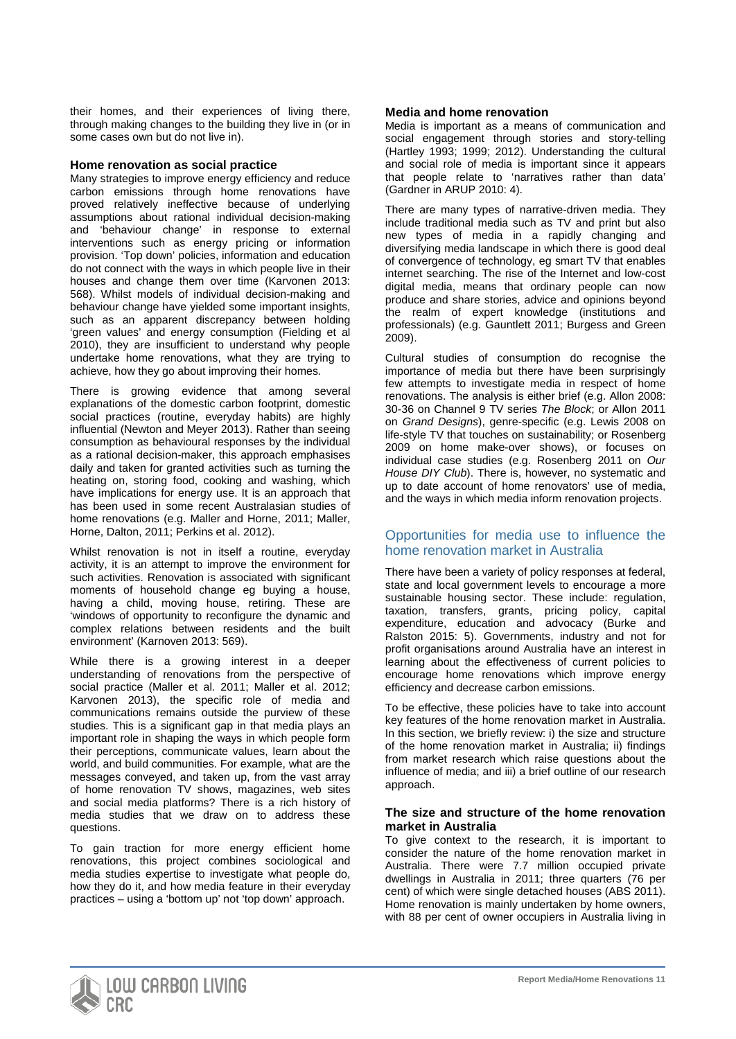their homes, and their experiences of living there, through making changes to the building they live in (or in some cases own but do not live in).

### Home renovation as social practice

Many strategies to improve energy efficiency and reduce carbon emissions through home renovations have proved relatively ineffective because of underlying assumptions about rational individual decision-making and 'behaviour change' in response to external interventions such as energy pricing or information provision. 'Top down' policies, information and education do not connect with the ways in which people live in their houses and change them over time (Karvonen 2013: 568). Whilst models of individual decision-making and behaviour change have yielded some important insights, such as an apparent discrepancy between holding 'green values' and energy consumption (Fielding et al 2010), they are insufficient to understand why people undertake home renovations, what they are trying to achieve, how they go about improving their homes.

There is growing evidence that among several explanations of the domestic carbon footprint, domestic social practices (routine, everyday habits) are highly influential (Newton and Meyer 2013). Rather than seeing consumption as behavioural responses by the individual as a rational decision-maker, this approach emphasises daily and taken for granted activities such as turning the heating on, storing food, cooking and washing, which have implications for energy use. It is an approach that has been used in some recent Australasian studies of home renovations (e.g. Maller and Horne, 2011; Maller, Horne, Dalton, 2011; Perkins et al. 2012).

Whilst renovation is not in itself a routine, everyday activity, it is an attempt to improve the environment for such activities. Renovation is associated with significant moments of household change eg buying a house, having a child, moving house, retiring. These are 'windows of opportunity to reconfigure the dynamic and complex relations between residents and the built environment' (Karnoven 2013: 569).

While there is a growing interest in a deeper understanding of renovations from the perspective of social practice (Maller et al. 2011; Maller et al. 2012; Karvonen 2013), the specific role of media and communications remains outside the purview of these studies. This is a significant gap in that media plays an important role in shaping the ways in which people form their perceptions, communicate values, learn about the world, and build communities. For example, what are the messages conveyed, and taken up, from the vast array of home renovation TV shows, magazines, web sites and social media platforms? There is a rich history of media studies that we draw on to address these questions.

To gain traction for more energy efficient home renovations, this project combines sociological and media studies expertise to investigate what people do, how they do it, and how media feature in their everyday practices – using a 'bottom up' not 'top down' approach.

### Media and home renovation

Media is important as a means of communication and social engagement through stories and story-telling (Hartley 1993; 1999; 2012). Understanding the cultural and social role of media is important since it appears that people relate to 'narratives rather than data' (Gardner in ARUP 2010: 4).

There are many types of narrative-driven media. They include traditional media such as TV and print but also new types of media in a rapidly changing and diversifying media landscape in which there is good deal of convergence of technology, eg smart TV that enables internet searching. The rise of the Internet and low-cost digital media, means that ordinary people can now produce and share stories, advice and opinions beyond the realm of expert knowledge (institutions and professionals) (e.g. Gauntlett 2011; Burgess and Green 2009).

Cultural studies of consumption do recognise the importance of media but there have been surprisingly few attempts to investigate media in respect of home renovations. The analysis is either brief (e.g. Allon 2008: 30-36 on Channel 9 TV series *The Block*; or Allon 2011 on *Grand Designs*), genre-specific (e.g. Lewis 2008 on life-style TV that touches on sustainability; or Rosenberg 2009 on home make-over shows), or focuses on individual case studies (e.g. Rosenberg 2011 on *Our House DIY Club*). There is, however, no systematic and up to date account of home renovators' use of media, and the ways in which media inform renovation projects.

## Opportunities for media use to influence the home renovation market in Australia

There have been a variety of policy responses at federal, state and local government levels to encourage a more sustainable housing sector. These include: regulation, taxation, transfers, grants, pricing policy, capital expenditure, education and advocacy (Burke and Ralston 2015: 5). Governments, industry and not for profit organisations around Australia have an interest in learning about the effectiveness of current policies to encourage home renovations which improve energy efficiency and decrease carbon emissions.

To be effective, these policies have to take into account key features of the home renovation market in Australia. In this section, we briefly review: i) the size and structure of the home renovation market in Australia; ii) findings from market research which raise questions about the influence of media; and iii) a brief outline of our research approach.

### The size and structure of the home renovation market in Australia

To give context to the research, it is important to consider the nature of the home renovation market in Australia. There were 7.7 million occupied private dwellings in Australia in 2011; three quarters (76 per cent) of which were single detached houses (ABS 2011). Home renovation is mainly undertaken by home owners, with 88 per cent of owner occupiers in Australia living in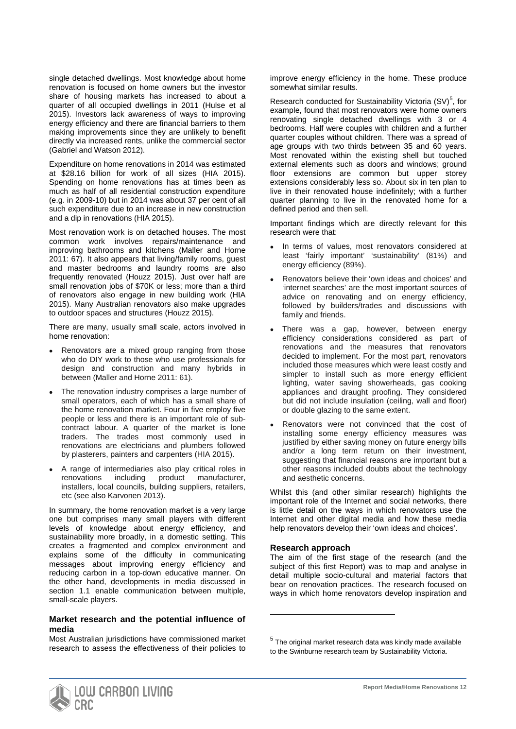single detached dwellings. Most knowledge about home renovation is focused on home owners but the investor share of housing markets has increased to about a quarter of all occupied dwellings in 2011 (Hulse et al 2015). Investors lack awareness of ways to improving energy efficiency and there are financial barriers to them making improvements since they are unlikely to benefit directly via increased rents, unlike the commercial sector (Gabriel and Watson 2012).

Expenditure on home renovations in 2014 was estimated at $28.16 billion for work of all sizes (HIA 2015). Spending on home renovations has at times been as much as half of all residential construction expenditure (e.g. in 2009-10) but in 2014 was about 37 per cent of all such expenditure due to an increase in new construction and a dip in renovations (HIA 2015).

Most renovation work is on detached houses. The most common work involves repairs/maintenance and improving bathrooms and kitchens (Maller and Horne 2011: 67). It also appears that living/family rooms, guest and master bedrooms and laundry rooms are also frequently renovated (Houzz 2015). Just over half are small renovation jobs of $70K or less; more than a third of renovators also engage in new building work (HIA 2015). Many Australian renovators also make upgrades to outdoor spaces and structures (Houzz 2015).

There are many, usually small scale, actors involved in home renovation:

- Renovators are a mixed group ranging from those who do DIY work to those who use professionals for design and construction and many hybrids in between (Maller and Horne 2011: 61).
- The renovation industry comprises a large number of small operators, each of which has a small share of the home renovation market. Four in five employ five people or less and there is an important role of sub-contract labour. A quarter of the market is lone traders. The trades most commonly used in renovations are electricians and plumbers followed by plasterers, painters and carpenters (HIA 2015).
- A range of intermediaries also play critical roles in renovations including product manufacturer, installers, local councils, building suppliers, retailers, etc (see also Karvonen 2013).

In summary, the home renovation market is a very large one but comprises many small players with different levels of knowledge about energy efficiency, and sustainability more broadly, in a domestic setting. This creates a fragmented and complex environment and explains some of the difficulty in communicating messages about improving energy efficiency and reducing carbon in a top-down educative manner. On the other hand, developments in media discussed in section 1.1 enable communication between multiple, small-scale players.

### Market research and the potential influence of media

Most Australian jurisdictions have commissioned market research to assess the effectiveness of their policies to improve energy efficiency in the home. These produce somewhat similar results.

Research conducted for Sustainability Victoria (SV)[5], for example, found that most renovators were home owners renovating single detached dwellings with 3 or 4 bedrooms. Half were couples with children and a further quarter couples without children. There was a spread of age groups with two thirds between 35 and 60 years. Most renovated within the existing shell but touched external elements such as doors and windows; ground floor extensions are common but upper storey extensions considerably less so. About six in ten plan to live in their renovated house indefinitely; with a further quarter planning to live in the renovated home for a defined period and then sell.

Important findings which are directly relevant for this research were that:

- In terms of values, most renovators considered at least 'fairly important' 'sustainability' (81%) and energy efficiency (89%).
- Renovators believe their 'own ideas and choices' and 'internet searches' are the most important sources of advice on renovating and on energy efficiency, followed by builders/trades and discussions with family and friends.
- There was a gap, however, between energy efficiency considerations considered as part of renovations and the measures that renovators decided to implement. For the most part, renovators included those measures which were least costly and simpler to install such as more energy efficient lighting, water saving showerheads, gas cooking appliances and draught proofing. They considered but did not include insulation (ceiling, wall and floor) or double glazing to the same extent.
- Renovators were not convinced that the cost of installing some energy efficiency measures was justified by either saving money on future energy bills and/or a long term return on their investment, suggesting that financial reasons are important but a other reasons included doubts about the technology and aesthetic concerns.

Whilst this (and other similar research) highlights the important role of the Internet and social networks, there is little detail on the ways in which renovators use the Internet and other digital media and how these media help renovators develop their 'own ideas and choices'.

### Research approach

The aim of the first stage of the research (and the subject of this first Report) was to map and analyse in detail multiple socio-cultural and material factors that bear on renovation practices. The research focused on ways in which home renovators develop inspiration and

[5] The original market research data was kindly made available to the Swinburne research team by Sustainability Victoria.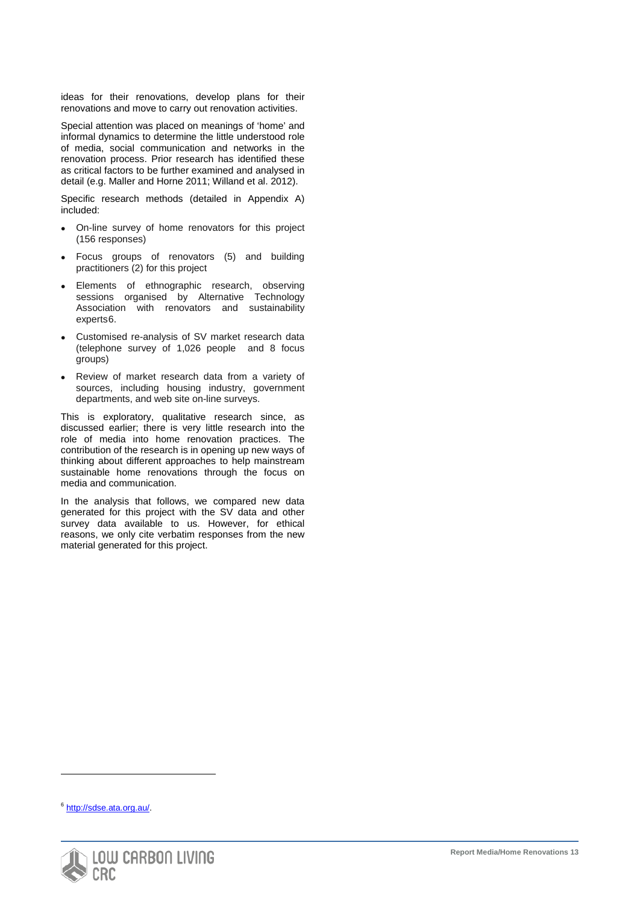ideas for their renovations, develop plans for their renovations and move to carry out renovation activities.

Special attention was placed on meanings of 'home' and informal dynamics to determine the little understood role of media, social communication and networks in the renovation process. Prior research has identified these as critical factors to be further examined and analysed in detail (e.g. Maller and Horne 2011; Willand et al. 2012).

Specific research methods (detailed in Appendix A) included:

- On-line survey of home renovators for this project (156 responses)
- Focus groups of renovators (5) and building practitioners (2) for this project
- Elements of ethnographic research, observing sessions organised by Alternative Technology Association with renovators and sustainability experts[6].
- Customised re-analysis of SV market research data (telephone survey of 1,026 people and 8 focus groups)
- Review of market research data from a variety of sources, including housing industry, government departments, and web site on-line surveys.

This is exploratory, qualitative research since, as discussed earlier; there is very little research into the role of media into home renovation practices. The contribution of the research is in opening up new ways of thinking about different approaches to help mainstream sustainable home renovations through the focus on media and communication.

In the analysis that follows, we compared new data generated for this project with the SV data and other survey data available to us. However, for ethical reasons, we only cite verbatim responses from the new material generated for this project.

---

[6] http://sdse.ata.org.au/.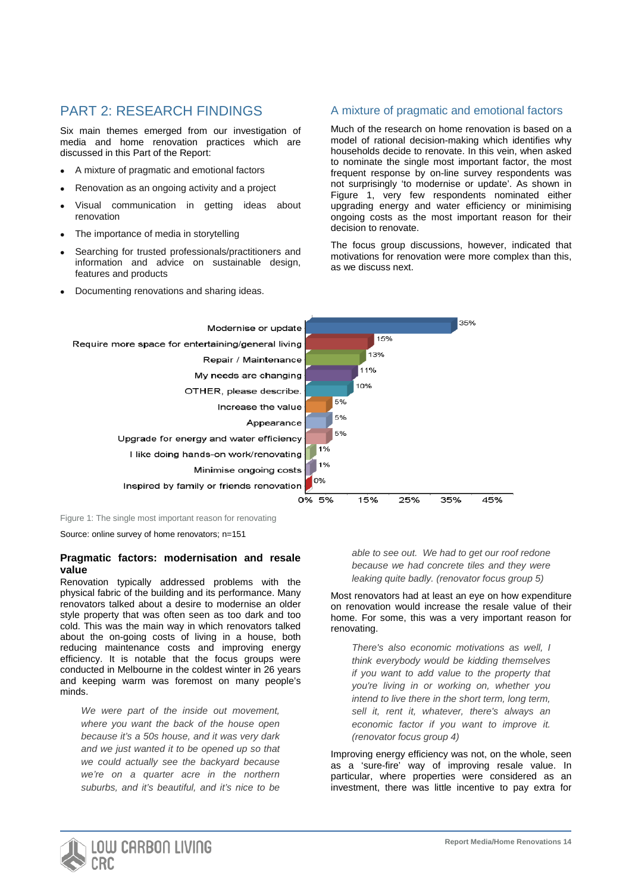## PART 2: RESEARCH FINDINGS

Six main themes emerged from our investigation of media and home renovation practices which are discussed in this Part of the Report:

- A mixture of pragmatic and emotional factors
- Renovation as an ongoing activity and a project
- Visual communication in getting ideas about renovation
- The importance of media in storytelling
- Searching for trusted professionals/practitioners and information and advice on sustainable design, features and products
- Documenting renovations and sharing ideas.

### A mixture of pragmatic and emotional factors

Much of the research on home renovation is based on a model of rational decision-making which identifies why households decide to renovate. In this vein, when asked to nominate the single most important factor, the most frequent response by on-line survey respondents was not surprisingly 'to modernise or update'. As shown in Figure 1, very few respondents nominated either upgrading energy and water efficiency or minimising ongoing costs as the most important reason for their decision to renovate.

The focus group discussions, however, indicated that motivations for renovation were more complex than this, as we discuss next.

| Reason | % |
|---|---|
| Modernise or update | 35% |
| Require more space for entertaining/general living | 15% |
| Repair / Maintenance | 13% |
| My needs are changing | 11% |
| OTHER, please describe. | 10% |
| Increase the value | 5% |
| Appearance | 5% |
| Upgrade for energy and water efficiency | 5% |
| I like doing hands-on work/renovating | 1% |
| Minimise ongoing costs | 1% |
| Inspired by family or friends renovation | 0% |

Figure 1: The single most important reason for renovating

Source: online survey of home renovators; n=151

#### Pragmatic factors: modernisation and resale value

Renovation typically addressed problems with the physical fabric of the building and its performance. Many renovators talked about a desire to modernise an older style property that was often seen as too dark and too cold. This was the main way in which renovators talked about the on-going costs of living in a house, both reducing maintenance costs and improving energy efficiency. It is notable that the focus groups were conducted in Melbourne in the coldest winter in 26 years and keeping warm was foremost on many people's minds.

> *We were part of the inside out movement, where you want the back of the house open because it's a 50s house, and it was very dark and we just wanted it to be opened up so that we could actually see the backyard because we're on a quarter acre in the northern suburbs, and it's beautiful, and it's nice to be able to see out. We had to get our roof redone because we had concrete tiles and they were leaking quite badly. (renovator focus group 5)*

Most renovators had at least an eye on how expenditure on renovation would increase the resale value of their home. For some, this was a very important reason for renovating.

> *There's also economic motivations as well, I think everybody would be kidding themselves if you want to add value to the property that you're living in or working on, whether you intend to live there in the short term, long term, sell it, rent it, whatever, there's always an economic factor if you want to improve it. (renovator focus group 4)*

Improving energy efficiency was not, on the whole, seen as a 'sure-fire' way of improving resale value. In particular, where properties were considered as an investment, there was little incentive to pay extra for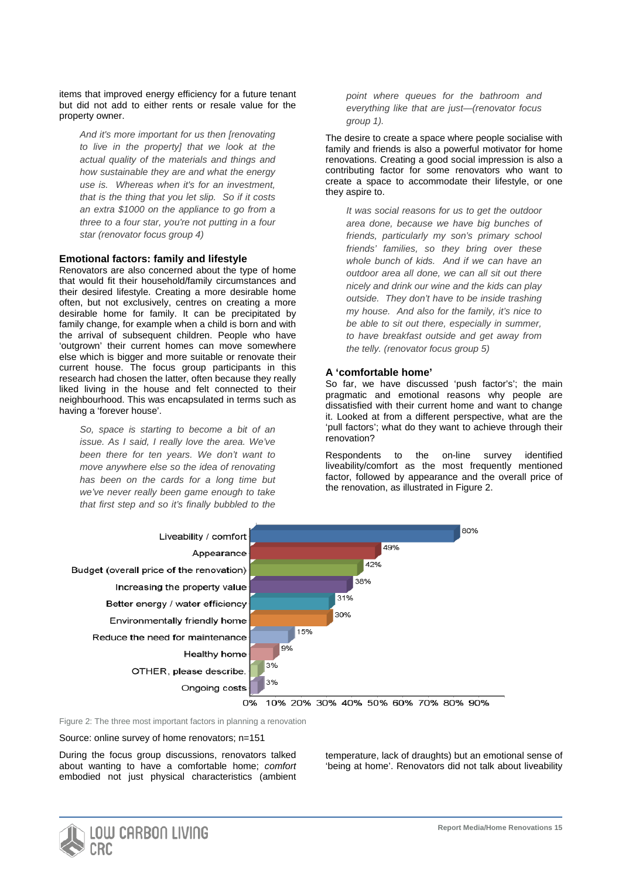items that improved energy efficiency for a future tenant but did not add to either rents or resale value for the property owner.

> *And it's more important for us then [renovating to live in the property] that we look at the actual quality of the materials and things and how sustainable they are and what the energy use is. Whereas when it's for an investment, that is the thing that you let slip. So if it costs an extra $1000 on the appliance to go from a three to a four star, you're not putting in a four star (renovator focus group 4)*

### Emotional factors: family and lifestyle

Renovators are also concerned about the type of home that would fit their household/family circumstances and their desired lifestyle. Creating a more desirable home often, but not exclusively, centres on creating a more desirable home for family. It can be precipitated by family change, for example when a child is born and with the arrival of subsequent children. People who have 'outgrown' their current homes can move somewhere else which is bigger and more suitable or renovate their current house. The focus group participants in this research had chosen the latter, often because they really liked living in the house and felt connected to their neighbourhood. This was encapsulated in terms such as having a 'forever house'.

> *So, space is starting to become a bit of an issue. As I said, I really love the area. We've been there for ten years. We don't want to move anywhere else so the idea of renovating has been on the cards for a long time but we've never really been game enough to take that first step and so it's finally bubbled to the point where queues for the bathroom and everything like that are just—(renovator focus group 1).*

The desire to create a space where people socialise with family and friends is also a powerful motivator for home renovations. Creating a good social impression is also a contributing factor for some renovators who want to create a space to accommodate their lifestyle, or one they aspire to.

> *It was social reasons for us to get the outdoor area done, because we have big bunches of friends, particularly my son's primary school friends' families, so they bring over these whole bunch of kids. And if we can have an outdoor area all done, we can all sit out there nicely and drink our wine and the kids can play outside. They don't have to be inside trashing my house. And also for the family, it's nice to be able to sit out there, especially in summer, to have breakfast outside and get away from the telly. (renovator focus group 5)*

### A 'comfortable home'

So far, we have discussed 'push factor's'; the main pragmatic and emotional reasons why people are dissatisfied with their current home and want to change it. Looked at from a different perspective, what are the 'pull factors'; what do they want to achieve through their renovation?

Respondents to the on-line survey identified liveability/comfort as the most frequently mentioned factor, followed by appearance and the overall price of the renovation, as illustrated in Figure 2.

| Factor | % |
|---|---|
| Liveability / comfort | 80% |
| Appearance | 49% |
| Budget (overall price of the renovation) | 42% |
| Increasing the property value | 38% |
| Better energy / water efficiency | 31% |
| Environmentally friendly home | 30% |
| Reduce the need for maintenance | 15% |
| Healthy home | 9% |
| OTHER, please describe. | 3% |
| Ongoing costs | 3% |

Figure 2: The three most important factors in planning a renovation

Source: online survey of home renovators; n=151

During the focus group discussions, renovators talked about wanting to have a comfortable home; *comfort* embodied not just physical characteristics (ambient temperature, lack of draughts) but an emotional sense of 'being at home'. Renovators did not talk about liveability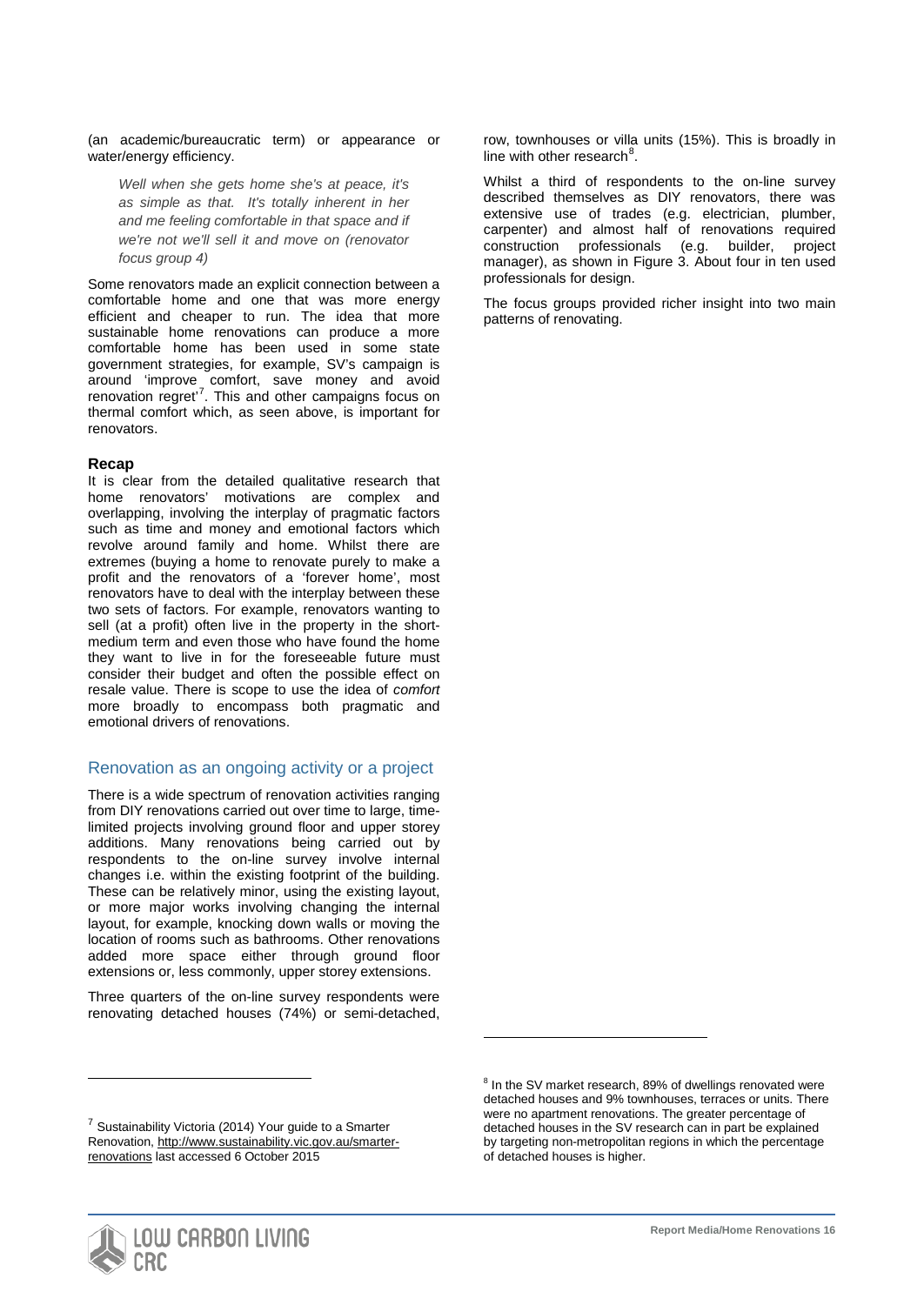(an academic/bureaucratic term) or appearance or water/energy efficiency.

> *Well when she gets home she's at peace, it's as simple as that. It's totally inherent in her and me feeling comfortable in that space and if we're not we'll sell it and move on (renovator focus group 4)*

Some renovators made an explicit connection between a comfortable home and one that was more energy efficient and cheaper to run. The idea that more sustainable home renovations can produce a more comfortable home has been used in some state government strategies, for example, SV's campaign is around 'improve comfort, save money and avoid renovation regret'[7]. This and other campaigns focus on thermal comfort which, as seen above, is important for renovators.

**Recap**

It is clear from the detailed qualitative research that home renovators' motivations are complex and overlapping, involving the interplay of pragmatic factors such as time and money and emotional factors which revolve around family and home. Whilst there are extremes (buying a home to renovate purely to make a profit and the renovators of a 'forever home', most renovators have to deal with the interplay between these two sets of factors. For example, renovators wanting to sell (at a profit) often live in the property in the short-medium term and even those who have found the home they want to live in for the foreseeable future must consider their budget and often the possible effect on resale value. There is scope to use the idea of *comfort* more broadly to encompass both pragmatic and emotional drivers of renovations.

## Renovation as an ongoing activity or a project

There is a wide spectrum of renovation activities ranging from DIY renovations carried out over time to large, time-limited projects involving ground floor and upper storey additions. Many renovations being carried out by respondents to the on-line survey involve internal changes i.e. within the existing footprint of the building. These can be relatively minor, using the existing layout, or more major works involving changing the internal layout, for example, knocking down walls or moving the location of rooms such as bathrooms. Other renovations added more space either through ground floor extensions or, less commonly, upper storey extensions.

Three quarters of the on-line survey respondents were renovating detached houses (74%) or semi-detached, row, townhouses or villa units (15%). This is broadly in line with other research[8].

Whilst a third of respondents to the on-line survey described themselves as DIY renovators, there was extensive use of trades (e.g. electrician, plumber, carpenter) and almost half of renovations required construction professionals (e.g. builder, project manager), as shown in Figure 3. About four in ten used professionals for design.

The focus groups provided richer insight into two main patterns of renovating.

---

[7] Sustainability Victoria (2014) Your guide to a Smarter Renovation, http://www.sustainability.vic.gov.au/smarter-renovations last accessed 6 October 2015

[8] In the SV market research, 89% of dwellings renovated were detached houses and 9% townhouses, terraces or units. There were no apartment renovations. The greater percentage of detached houses in the SV research can in part be explained by targeting non-metropolitan regions in which the percentage of detached houses is higher.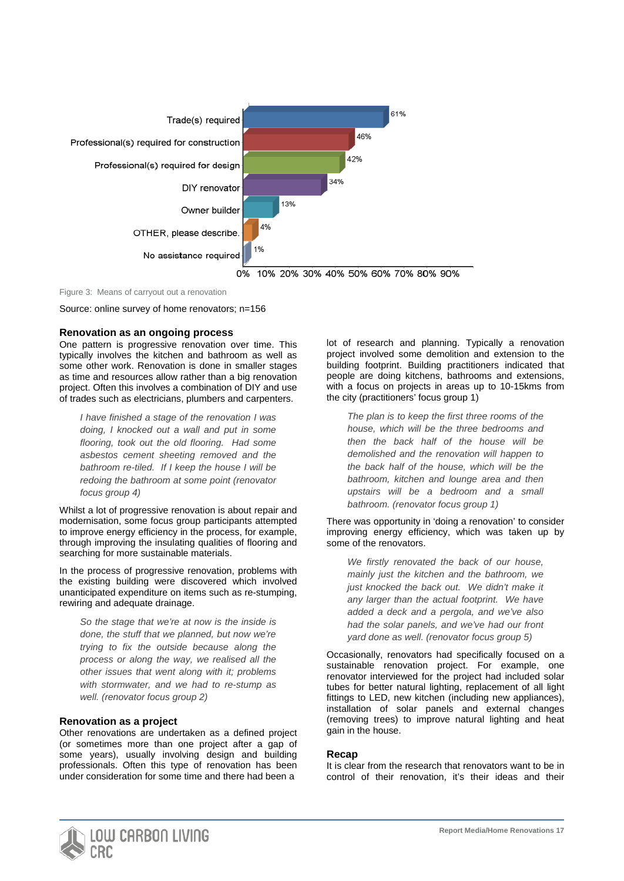| Means of carryout | Percentage |
|---|---|
| Trade(s) required | 61% |
| Professional(s) required for construction | 46% |
| Professional(s) required for design | 42% |
| DIY renovator | 34% |
| Owner builder | 13% |
| OTHER, please describe. | 4% |
| No assistance required | 1% |

Figure 3: Means of carryout out a renovation

Source: online survey of home renovators; n=156

### Renovation as an ongoing process

One pattern is progressive renovation over time. This typically involves the kitchen and bathroom as well as some other work. Renovation is done in smaller stages as time and resources allow rather than a big renovation project. Often this involves a combination of DIY and use of trades such as electricians, plumbers and carpenters.

> *I have finished a stage of the renovation I was doing, I knocked out a wall and put in some flooring, took out the old flooring. Had some asbestos cement sheeting removed and the bathroom re-tiled. If I keep the house I will be redoing the bathroom at some point (renovator focus group 4)*

Whilst a lot of progressive renovation is about repair and modernisation, some focus group participants attempted to improve energy efficiency in the process, for example, through improving the insulating qualities of flooring and searching for more sustainable materials.

In the process of progressive renovation, problems with the existing building were discovered which involved unanticipated expenditure on items such as re-stumping, rewiring and adequate drainage.

> *So the stage that we're at now is the inside is done, the stuff that we planned, but now we're trying to fix the outside because along the process or along the way, we realised all the other issues that went along with it; problems with stormwater, and we had to re-stump as well. (renovator focus group 2)*

### Renovation as a project

Other renovations are undertaken as a defined project (or sometimes more than one project after a gap of some years), usually involving design and building professionals. Often this type of renovation has been under consideration for some time and there had been a lot of research and planning. Typically a renovation project involved some demolition and extension to the building footprint. Building practitioners indicated that people are doing kitchens, bathrooms and extensions, with a focus on projects in areas up to 10-15kms from the city (practitioners' focus group 1)

> *The plan is to keep the first three rooms of the house, which will be the three bedrooms and then the back half of the house will be demolished and the renovation will happen to the back half of the house, which will be the bathroom, kitchen and lounge area and then upstairs will be a bedroom and a small bathroom. (renovator focus group 1)*

There was opportunity in 'doing a renovation' to consider improving energy efficiency, which was taken up by some of the renovators.

> *We firstly renovated the back of our house, mainly just the kitchen and the bathroom, we just knocked the back out. We didn't make it any larger than the actual footprint. We have added a deck and a pergola, and we've also had the solar panels, and we've had our front yard done as well. (renovator focus group 5)*

Occasionally, renovators had specifically focused on a sustainable renovation project. For example, one renovator interviewed for the project had included solar tubes for better natural lighting, replacement of all light fittings to LED, new kitchen (including new appliances), installation of solar panels and external changes (removing trees) to improve natural lighting and heat gain in the house.

### Recap

It is clear from the research that renovators want to be in control of their renovation, it's their ideas and their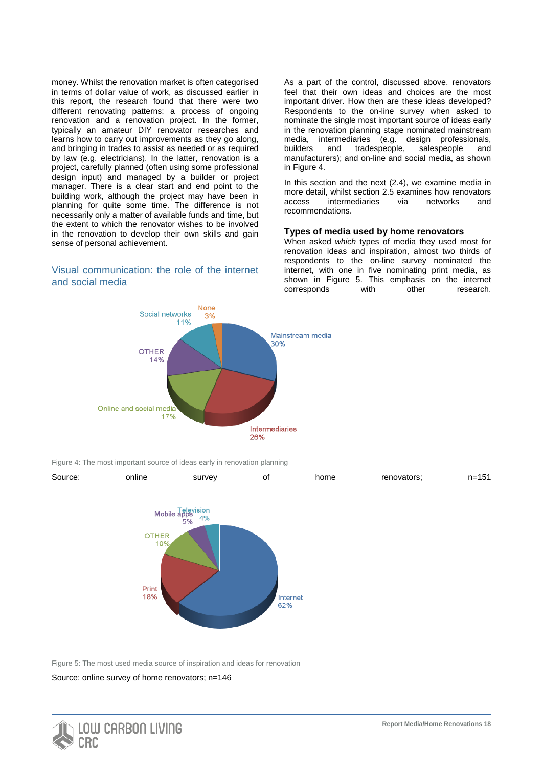money. Whilst the renovation market is often categorised in terms of dollar value of work, as discussed earlier in this report, the research found that there were two different renovating patterns: a process of ongoing renovation and a renovation project. In the former, typically an amateur DIY renovator researches and learns how to carry out improvements as they go along, and bringing in trades to assist as needed or as required by law (e.g. electricians). In the latter, renovation is a project, carefully planned (often using some professional design input) and managed by a builder or project manager. There is a clear start and end point to the building work, although the project may have been in planning for quite some time. The difference is not necessarily only a matter of available funds and time, but the extent to which the renovator wishes to be involved in the renovation to develop their own skills and gain sense of personal achievement.

## Visual communication: the role of the internet and social media

As a part of the control, discussed above, renovators feel that their own ideas and choices are the most important driver. How then are these ideas developed? Respondents to the on-line survey when asked to nominate the single most important source of ideas early in the renovation planning stage nominated mainstream media, intermediaries (e.g. design professionals, builders and tradespeople, salespeople and manufacturers); and on-line and social media, as shown in Figure 4.

In this section and the next (2.4), we examine media in more detail, whilst section 2.5 examines how renovators access intermediaries via networks and recommendations.

### Types of media used by home renovators

When asked *which* types of media they used most for renovation ideas and inspiration, almost two thirds of respondents to the on-line survey nominated the internet, with one in five nominating print media, as shown in Figure 5. This emphasis on the internet corresponds with other research.

Figure 4: The most important source of ideas early in renovation planning

Source: online survey of home renovators; n=151

Figure 5: The most used media source of inspiration and ideas for renovation

Source: online survey of home renovators; n=146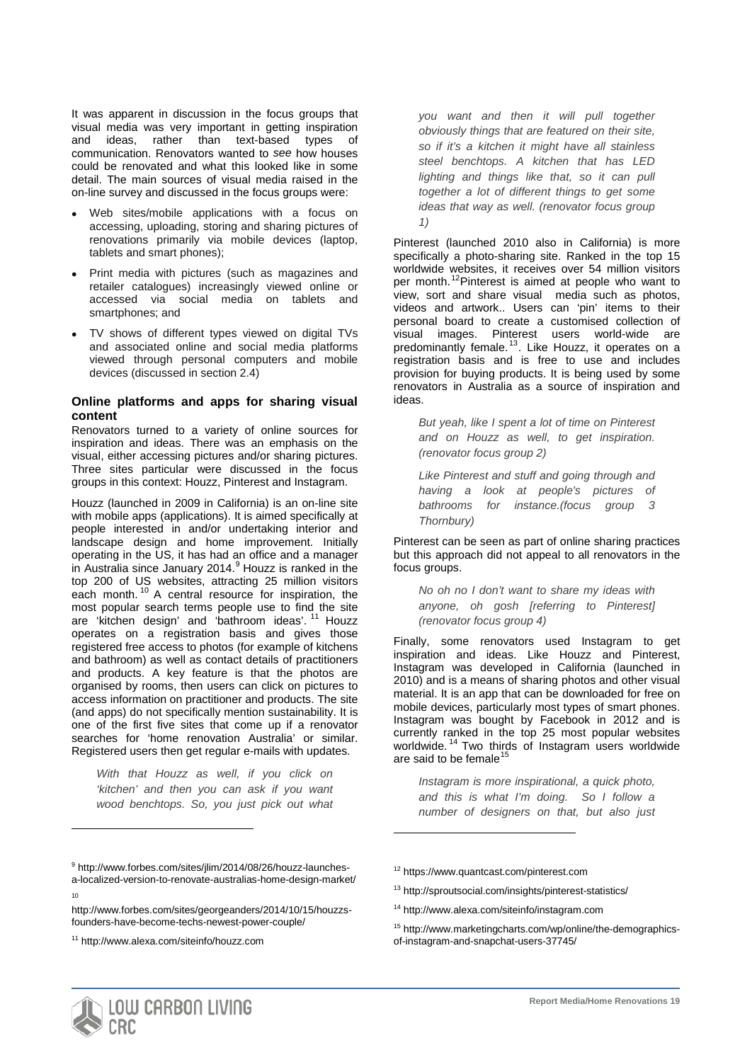It was apparent in discussion in the focus groups that visual media was very important in getting inspiration and ideas, rather than text-based types of communication. Renovators wanted to *see* how houses could be renovated and what this looked like in some detail. The main sources of visual media raised in the on-line survey and discussed in the focus groups were:

- Web sites/mobile applications with a focus on accessing, uploading, storing and sharing pictures of renovations primarily via mobile devices (laptop, tablets and smart phones);
- Print media with pictures (such as magazines and retailer catalogues) increasingly viewed online or accessed via social media on tablets and smartphones; and
- TV shows of different types viewed on digital TVs and associated online and social media platforms viewed through personal computers and mobile devices (discussed in section 2.4)

### Online platforms and apps for sharing visual content

Renovators turned to a variety of online sources for inspiration and ideas. There was an emphasis on the visual, either accessing pictures and/or sharing pictures. Three sites particular were discussed in the focus groups in this context: Houzz, Pinterest and Instagram.

Houzz (launched in 2009 in California) is an on-line site with mobile apps (applications). It is aimed specifically at people interested in and/or undertaking interior and landscape design and home improvement. Initially operating in the US, it has had an office and a manager in Australia since January 2014.[9] Houzz is ranked in the top 200 of US websites, attracting 25 million visitors each month.[10] A central resource for inspiration, the most popular search terms people use to find the site are 'kitchen design' and 'bathroom ideas'.[11] Houzz operates on a registration basis and gives those registered free access to photos (for example of kitchens and bathroom) as well as contact details of practitioners and products. A key feature is that the photos are organised by rooms, then users can click on pictures to access information on practitioner and products. The site (and apps) do not specifically mention sustainability. It is one of the first five sites that come up if a renovator searches for 'home renovation Australia' or similar. Registered users then get regular e-mails with updates.

> *With that Houzz as well, if you click on 'kitchen' and then you can ask if you want wood benchtops. So, you just pick out what you want and then it will pull together obviously things that are featured on their site, so if it's a kitchen it might have all stainless steel benchtops. A kitchen that has LED lighting and things like that, so it can pull together a lot of different things to get some ideas that way as well. (renovator focus group 1)*

Pinterest (launched 2010 also in California) is more specifically a photo-sharing site. Ranked in the top 15 worldwide websites, it receives over 54 million visitors per month.[12] Pinterest is aimed at people who want to view, sort and share visual media such as photos, videos and artwork.. Users can 'pin' items to their personal board to create a customised collection of visual images. Pinterest users world-wide are predominantly female.[13]. Like Houzz, it operates on a registration basis and is free to use and includes provision for buying products. It is being used by some renovators in Australia as a source of inspiration and ideas.

> *But yeah, like I spent a lot of time on Pinterest and on Houzz as well, to get inspiration. (renovator focus group 2)*

> *Like Pinterest and stuff and going through and having a look at people's pictures of bathrooms for instance.(focus group 3 Thornbury)*

Pinterest can be seen as part of online sharing practices but this approach did not appeal to all renovators in the focus groups.

> *No oh no I don't want to share my ideas with anyone, oh gosh [referring to Pinterest] (renovator focus group 4)*

Finally, some renovators used Instagram to get inspiration and ideas. Like Houzz and Pinterest, Instagram was developed in California (launched in 2010) and is a means of sharing photos and other visual material. It is an app that can be downloaded for free on mobile devices, particularly most types of smart phones. Instagram was bought by Facebook in 2012 and is currently ranked in the top 25 most popular websites worldwide.[14] Two thirds of Instagram users worldwide are said to be female[15]

> *Instagram is more inspirational, a quick photo, and this is what I'm doing. So I follow a number of designers on that, but also just*

---

[9] http://www.forbes.com/sites/jlim/2014/08/26/houzz-launches-a-localized-version-to-renovate-australias-home-design-market/

[10] http://www.forbes.com/sites/georgeanders/2014/10/15/houzzs-founders-have-become-techs-newest-power-couple/

[11] http://www.alexa.com/siteinfo/houzz.com

[12] https://www.quantcast.com/pinterest.com

[13] http://sproutsocial.com/insights/pinterest-statistics/

[14] http://www.alexa.com/siteinfo/instagram.com

[15] http://www.marketingcharts.com/wp/online/the-demographics-of-instagram-and-snapchat-users-37745/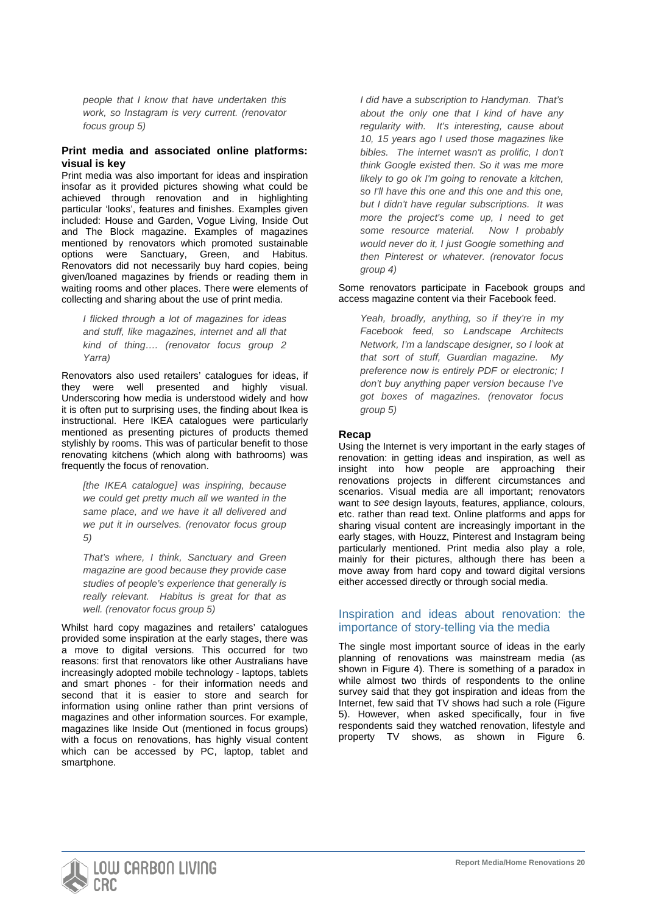*people that I know that have undertaken this work, so Instagram is very current. (renovator focus group 5)*

### Print media and associated online platforms: visual is key

Print media was also important for ideas and inspiration insofar as it provided pictures showing what could be achieved through renovation and in highlighting particular 'looks', features and finishes. Examples given included: House and Garden, Vogue Living, Inside Out and The Block magazine. Examples of magazines mentioned by renovators which promoted sustainable options were Sanctuary, Green, and Habitus. Renovators did not necessarily buy hard copies, being given/loaned magazines by friends or reading them in waiting rooms and other places. There were elements of collecting and sharing about the use of print media.

> *I flicked through a lot of magazines for ideas and stuff, like magazines, internet and all that kind of thing…. (renovator focus group 2 Yarra)*

Renovators also used retailers' catalogues for ideas, if they were well presented and highly visual. Underscoring how media is understood widely and how it is often put to surprising uses, the finding about Ikea is instructional. Here IKEA catalogues were particularly mentioned as presenting pictures of products themed stylishly by rooms. This was of particular benefit to those renovating kitchens (which along with bathrooms) was frequently the focus of renovation.

> *[the IKEA catalogue] was inspiring, because we could get pretty much all we wanted in the same place, and we have it all delivered and we put it in ourselves. (renovator focus group 5)*

> *That's where, I think, Sanctuary and Green magazine are good because they provide case studies of people's experience that generally is really relevant. Habitus is great for that as well. (renovator focus group 5)*

Whilst hard copy magazines and retailers' catalogues provided some inspiration at the early stages, there was a move to digital versions. This occurred for two reasons: first that renovators like other Australians have increasingly adopted mobile technology - laptops, tablets and smart phones - for their information needs and second that it is easier to store and search for information using online rather than print versions of magazines and other information sources. For example, magazines like Inside Out (mentioned in focus groups) with a focus on renovations, has highly visual content which can be accessed by PC, laptop, tablet and smartphone.

> *I did have a subscription to Handyman. That's about the only one that I kind of have any regularity with. It's interesting, cause about 10, 15 years ago I used those magazines like bibles. The internet wasn't as prolific, I don't think Google existed then. So it was me more likely to go ok I'm going to renovate a kitchen, so I'll have this one and this one and this one, but I didn't have regular subscriptions. It was more the project's come up, I need to get some resource material. Now I probably would never do it, I just Google something and then Pinterest or whatever. (renovator focus group 4)*

Some renovators participate in Facebook groups and access magazine content via their Facebook feed.

> *Yeah, broadly, anything, so if they're in my Facebook feed, so Landscape Architects Network, I'm a landscape designer, so I look at that sort of stuff, Guardian magazine. My preference now is entirely PDF or electronic; I don't buy anything paper version because I've got boxes of magazines. (renovator focus group 5)*

### Recap

Using the Internet is very important in the early stages of renovation: in getting ideas and inspiration, as well as insight into how people are approaching their renovations projects in different circumstances and scenarios. Visual media are all important; renovators want to *see* design layouts, features, appliance, colours, etc. rather than read text. Online platforms and apps for sharing visual content are increasingly important in the early stages, with Houzz, Pinterest and Instagram being particularly mentioned. Print media also play a role, mainly for their pictures, although there has been a move away from hard copy and toward digital versions either accessed directly or through social media.

## Inspiration and ideas about renovation: the importance of story-telling via the media

The single most important source of ideas in the early planning of renovations was mainstream media (as shown in Figure 4). There is something of a paradox in while almost two thirds of respondents to the online survey said that they got inspiration and ideas from the Internet, few said that TV shows had such a role (Figure 5). However, when asked specifically, four in five respondents said they watched renovation, lifestyle and property TV shows, as shown in Figure 6.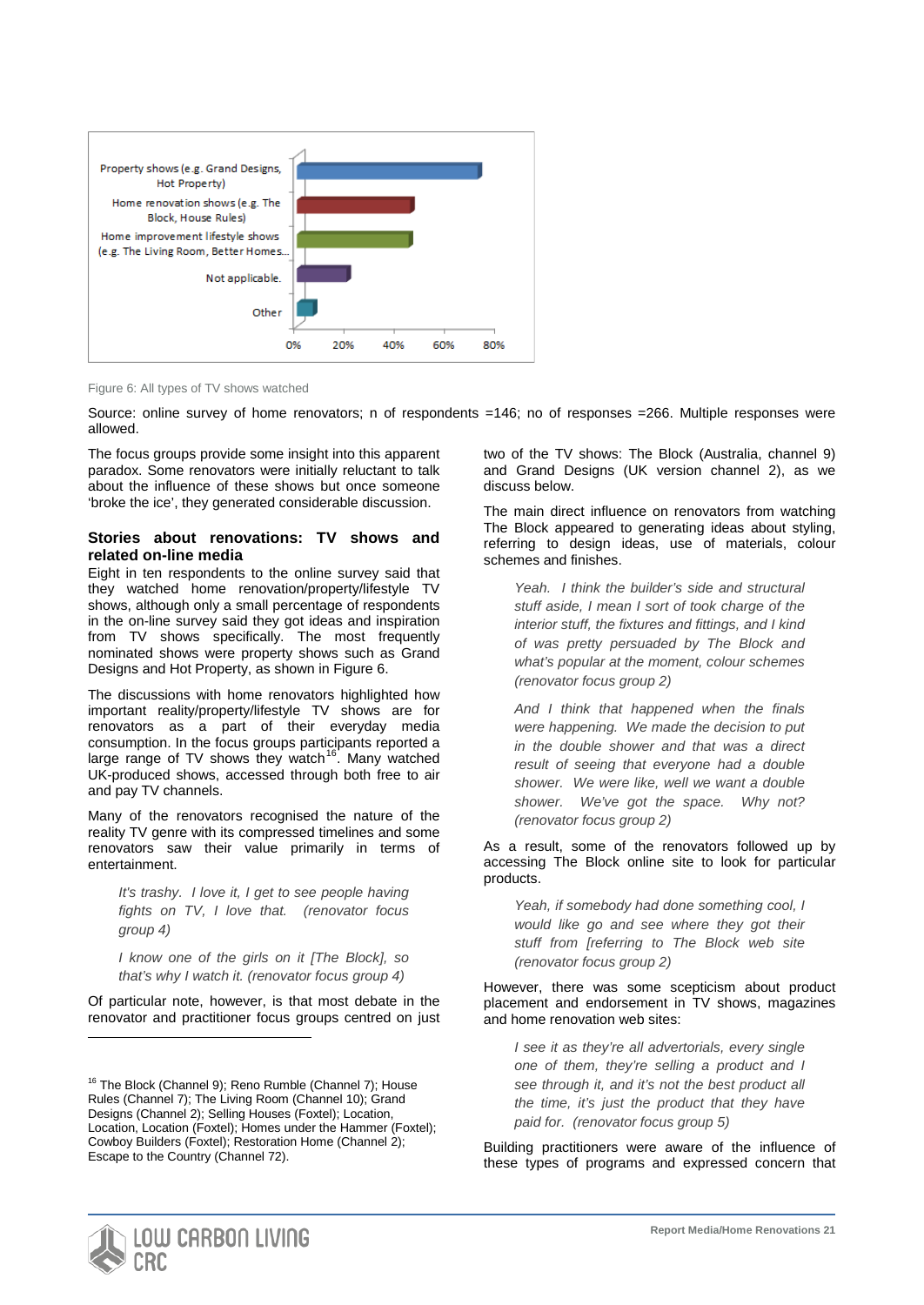Figure 6: All types of TV shows watched

Source: online survey of home renovators; n of respondents =146; no of responses =266. Multiple responses were allowed.

The focus groups provide some insight into this apparent paradox. Some renovators were initially reluctant to talk about the influence of these shows but once someone 'broke the ice', they generated considerable discussion.

### Stories about renovations: TV shows and related on-line media

Eight in ten respondents to the online survey said that they watched home renovation/property/lifestyle TV shows, although only a small percentage of respondents in the on-line survey said they got ideas and inspiration from TV shows specifically. The most frequently nominated shows were property shows such as Grand Designs and Hot Property, as shown in Figure 6.

The discussions with home renovators highlighted how important reality/property/lifestyle TV shows are for renovators as a part of their everyday media consumption. In the focus groups participants reported a large range of TV shows they watch[16]. Many watched UK-produced shows, accessed through both free to air and pay TV channels.

Many of the renovators recognised the nature of the reality TV genre with its compressed timelines and some renovators saw their value primarily in terms of entertainment.

> *It's trashy. I love it, I get to see people having fights on TV, I love that. (renovator focus group 4)*
>
> *I know one of the girls on it [The Block], so that's why I watch it. (renovator focus group 4)*

Of particular note, however, is that most debate in the renovator and practitioner focus groups centred on just two of the TV shows: The Block (Australia, channel 9) and Grand Designs (UK version channel 2), as we discuss below.

The main direct influence on renovators from watching The Block appeared to generating ideas about styling, referring to design ideas, use of materials, colour schemes and finishes.

> *Yeah. I think the builder's side and structural stuff aside, I mean I sort of took charge of the interior stuff, the fixtures and fittings, and I kind of was pretty persuaded by The Block and what's popular at the moment, colour schemes (renovator focus group 2)*
>
> *And I think that happened when the finals were happening. We made the decision to put in the double shower and that was a direct result of seeing that everyone had a double shower. We were like, well we want a double shower. We've got the space. Why not? (renovator focus group 2)*

As a result, some of the renovators followed up by accessing The Block online site to look for particular products.

> *Yeah, if somebody had done something cool, I would like go and see where they got their stuff from [referring to The Block web site (renovator focus group 2)*

However, there was some scepticism about product placement and endorsement in TV shows, magazines and home renovation web sites:

> *I see it as they're all advertorials, every single one of them, they're selling a product and I see through it, and it's not the best product all the time, it's just the product that they have paid for. (renovator focus group 5)*

Building practitioners were aware of the influence of these types of programs and expressed concern that

---

[16] The Block (Channel 9); Reno Rumble (Channel 7); House Rules (Channel 7); The Living Room (Channel 10); Grand Designs (Channel 2); Selling Houses (Foxtel); Location, Location, Location (Foxtel); Homes under the Hammer (Foxtel); Cowboy Builders (Foxtel); Restoration Home (Channel 2); Escape to the Country (Channel 72).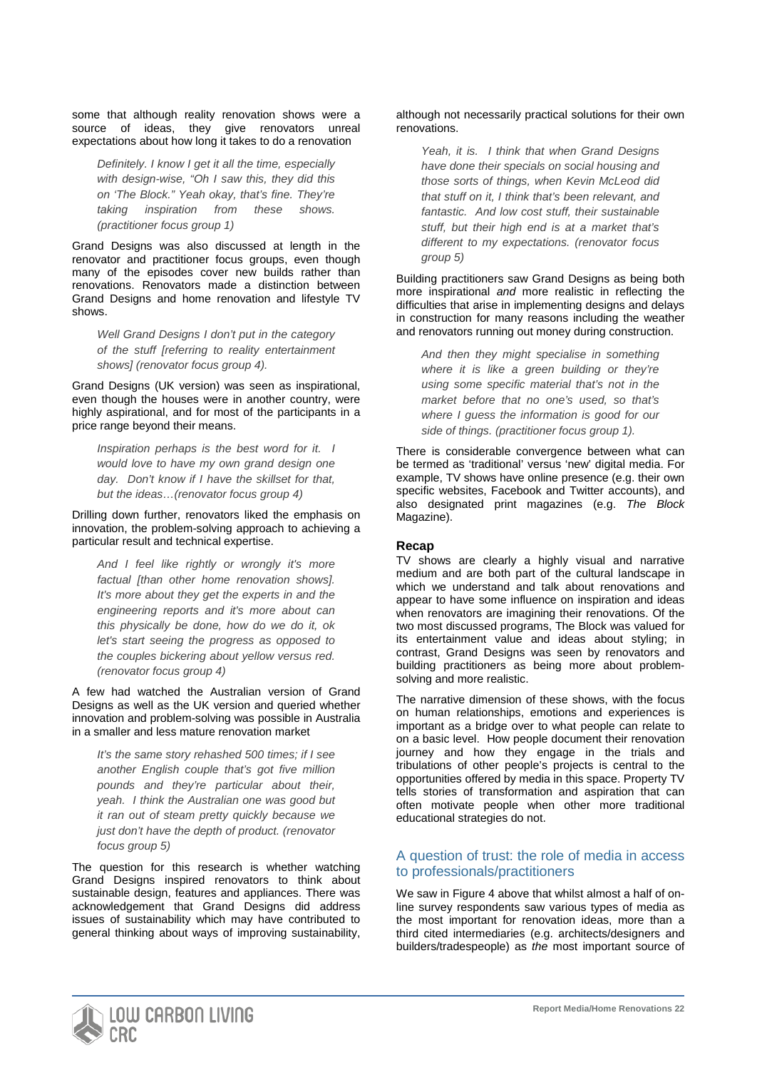some that although reality renovation shows were a source of ideas, they give renovators unreal expectations about how long it takes to do a renovation

> *Definitely. I know I get it all the time, especially with design-wise, "Oh I saw this, they did this on 'The Block." Yeah okay, that's fine. They're taking inspiration from these shows. (practitioner focus group 1)*

Grand Designs was also discussed at length in the renovator and practitioner focus groups, even though many of the episodes cover new builds rather than renovations. Renovators made a distinction between Grand Designs and home renovation and lifestyle TV shows.

> *Well Grand Designs I don't put in the category of the stuff [referring to reality entertainment shows] (renovator focus group 4).*

Grand Designs (UK version) was seen as inspirational, even though the houses were in another country, were highly aspirational, and for most of the participants in a price range beyond their means.

> *Inspiration perhaps is the best word for it. I would love to have my own grand design one day. Don't know if I have the skillset for that, but the ideas…(renovator focus group 4)*

Drilling down further, renovators liked the emphasis on innovation, the problem-solving approach to achieving a particular result and technical expertise.

> *And I feel like rightly or wrongly it's more factual [than other home renovation shows]. It's more about they get the experts in and the engineering reports and it's more about can this physically be done, how do we do it, ok let's start seeing the progress as opposed to the couples bickering about yellow versus red. (renovator focus group 4)*

A few had watched the Australian version of Grand Designs as well as the UK version and queried whether innovation and problem-solving was possible in Australia in a smaller and less mature renovation market

> *It's the same story rehashed 500 times; if I see another English couple that's got five million pounds and they're particular about their, yeah. I think the Australian one was good but it ran out of steam pretty quickly because we just don't have the depth of product. (renovator focus group 5)*

The question for this research is whether watching Grand Designs inspired renovators to think about sustainable design, features and appliances. There was acknowledgement that Grand Designs did address issues of sustainability which may have contributed to general thinking about ways of improving sustainability, although not necessarily practical solutions for their own renovations.

> *Yeah, it is. I think that when Grand Designs have done their specials on social housing and those sorts of things, when Kevin McLeod did that stuff on it, I think that's been relevant, and fantastic. And low cost stuff, their sustainable stuff, but their high end is at a market that's different to my expectations. (renovator focus group 5)*

Building practitioners saw Grand Designs as being both more inspirational *and* more realistic in reflecting the difficulties that arise in implementing designs and delays in construction for many reasons including the weather and renovators running out money during construction.

> *And then they might specialise in something where it is like a green building or they're using some specific material that's not in the market before that no one's used, so that's where I guess the information is good for our side of things. (practitioner focus group 1).*

There is considerable convergence between what can be termed as 'traditional' versus 'new' digital media. For example, TV shows have online presence (e.g. their own specific websites, Facebook and Twitter accounts), and also designated print magazines (e.g. *The Block* Magazine).

**Recap**

TV shows are clearly a highly visual and narrative medium and are both part of the cultural landscape in which we understand and talk about renovations and appear to have some influence on inspiration and ideas when renovators are imagining their renovations. Of the two most discussed programs, The Block was valued for its entertainment value and ideas about styling; in contrast, Grand Designs was seen by renovators and building practitioners as being more about problem-solving and more realistic.

The narrative dimension of these shows, with the focus on human relationships, emotions and experiences is important as a bridge over to what people can relate to on a basic level. How people document their renovation journey and how they engage in the trials and tribulations of other people's projects is central to the opportunities offered by media in this space. Property TV tells stories of transformation and aspiration that can often motivate people when other more traditional educational strategies do not.

## A question of trust: the role of media in access to professionals/practitioners

We saw in Figure 4 above that whilst almost a half of on-line survey respondents saw various types of media as the most important for renovation ideas, more than a third cited intermediaries (e.g. architects/designers and builders/tradespeople) as *the* most important source of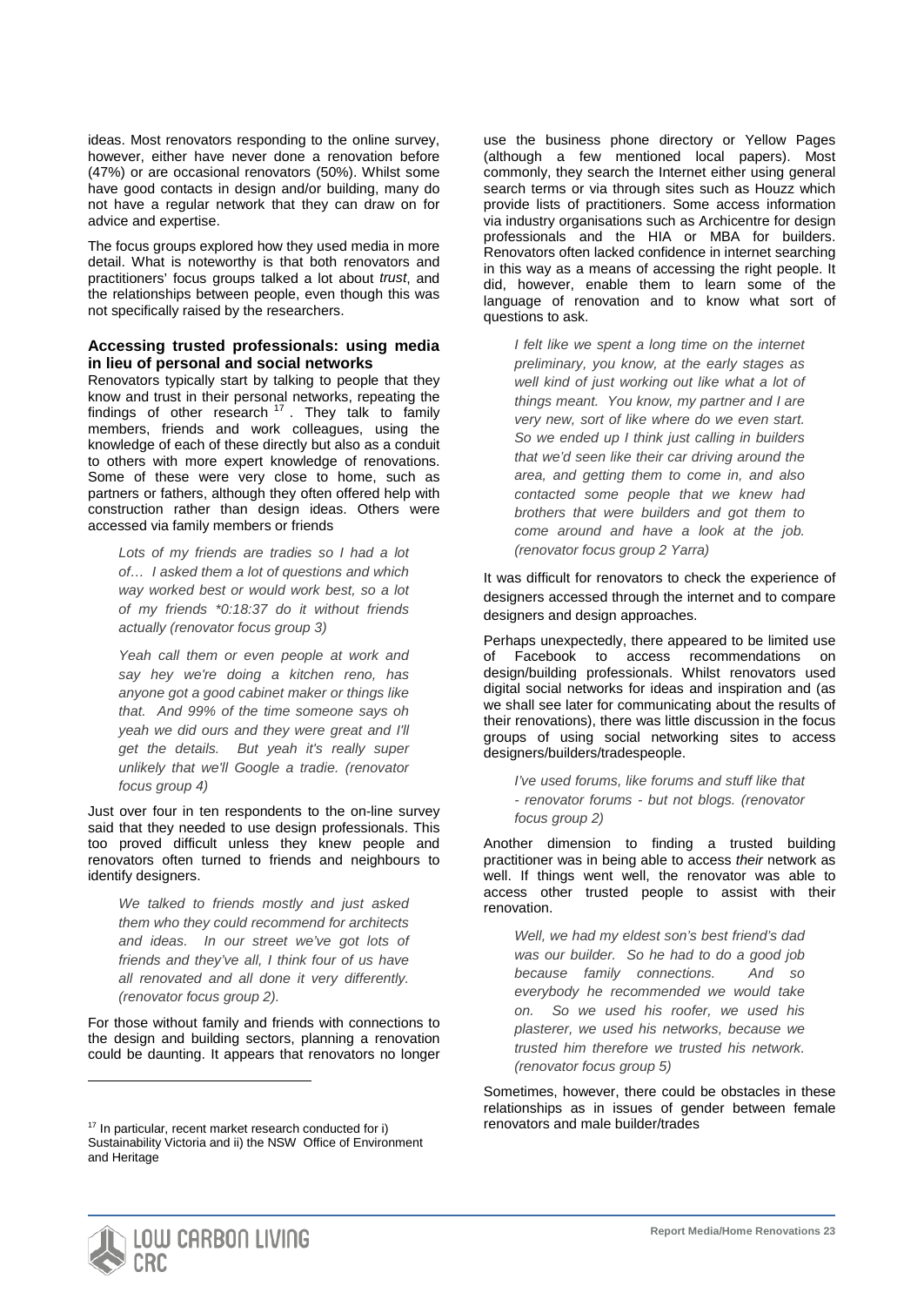ideas. Most renovators responding to the online survey, however, either have never done a renovation before (47%) or are occasional renovators (50%). Whilst some have good contacts in design and/or building, many do not have a regular network that they can draw on for advice and expertise.

The focus groups explored how they used media in more detail. What is noteworthy is that both renovators and practitioners' focus groups talked a lot about *trust*, and the relationships between people, even though this was not specifically raised by the researchers.

### Accessing trusted professionals: using media in lieu of personal and social networks

Renovators typically start by talking to people that they know and trust in their personal networks, repeating the findings of other research [17]. They talk to family members, friends and work colleagues, using the knowledge of each of these directly but also as a conduit to others with more expert knowledge of renovations. Some of these were very close to home, such as partners or fathers, although they often offered help with construction rather than design ideas. Others were accessed via family members or friends

> *Lots of my friends are tradies so I had a lot of… I asked them a lot of questions and which way worked best or would work best, so a lot of my friends *0:18:37 do it without friends actually (renovator focus group 3)*

> *Yeah call them or even people at work and say hey we're doing a kitchen reno, has anyone got a good cabinet maker or things like that. And 99% of the time someone says oh yeah we did ours and they were great and I'll get the details. But yeah it's really super unlikely that we'll Google a tradie. (renovator focus group 4)*

Just over four in ten respondents to the on-line survey said that they needed to use design professionals. This too proved difficult unless they knew people and renovators often turned to friends and neighbours to identify designers.

> *We talked to friends mostly and just asked them who they could recommend for architects and ideas. In our street we've got lots of friends and they've all, I think four of us have all renovated and all done it very differently. (renovator focus group 2).*

For those without family and friends with connections to the design and building sectors, planning a renovation could be daunting. It appears that renovators no longer use the business phone directory or Yellow Pages (although a few mentioned local papers). Most commonly, they search the Internet either using general search terms or via through sites such as Houzz which provide lists of practitioners. Some access information via industry organisations such as Archicentre for design professionals and the HIA or MBA for builders. Renovators often lacked confidence in internet searching in this way as a means of accessing the right people. It did, however, enable them to learn some of the language of renovation and to know what sort of questions to ask.

> *I felt like we spent a long time on the internet preliminary, you know, at the early stages as well kind of just working out like what a lot of things meant. You know, my partner and I are very new, sort of like where do we even start. So we ended up I think just calling in builders that we'd seen like their car driving around the area, and getting them to come in, and also contacted some people that we knew had brothers that were builders and got them to come around and have a look at the job. (renovator focus group 2 Yarra)*

It was difficult for renovators to check the experience of designers accessed through the internet and to compare designers and design approaches.

Perhaps unexpectedly, there appeared to be limited use of Facebook to access recommendations on design/building professionals. Whilst renovators used digital social networks for ideas and inspiration and (as we shall see later for communicating about the results of their renovations), there was little discussion in the focus groups of using social networking sites to access designers/builders/tradespeople.

> *I've used forums, like forums and stuff like that - renovator forums - but not blogs. (renovator focus group 2)*

Another dimension to finding a trusted building practitioner was in being able to access *their* network as well. If things went well, the renovator was able to access other trusted people to assist with their renovation.

> *Well, we had my eldest son's best friend's dad was our builder. So he had to do a good job because family connections. And so everybody he recommended we would take on. So we used his roofer, we used his plasterer, we used his networks, because we trusted him therefore we trusted his network. (renovator focus group 5)*

Sometimes, however, there could be obstacles in these relationships as in issues of gender between female renovators and male builder/trades

---

[17] In particular, recent market research conducted for i) Sustainability Victoria and ii) the NSW Office of Environment and Heritage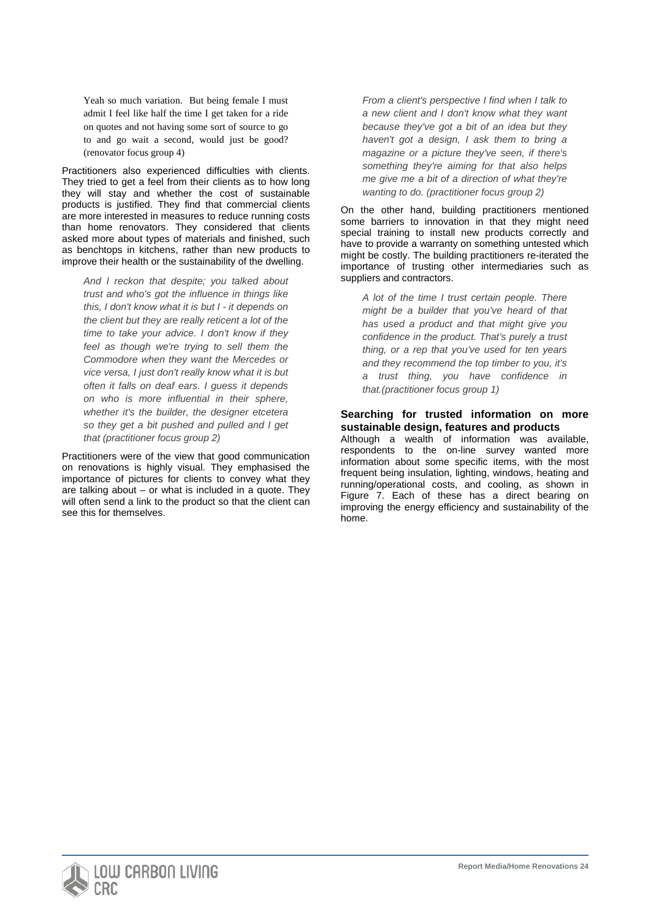> Yeah so much variation. But being female I must admit I feel like half the time I get taken for a ride on quotes and not having some sort of source to go to and go wait a second, would just be good? (renovator focus group 4)

Practitioners also experienced difficulties with clients. They tried to get a feel from their clients as to how long they will stay and whether the cost of sustainable products is justified. They find that commercial clients are more interested in measures to reduce running costs than home renovators. They considered that clients asked more about types of materials and finished, such as benchtops in kitchens, rather than new products to improve their health or the sustainability of the dwelling.

> *And I reckon that despite; you talked about trust and who's got the influence in things like this, I don't know what it is but I - it depends on the client but they are really reticent a lot of the time to take your advice. I don't know if they feel as though we're trying to sell them the Commodore when they want the Mercedes or vice versa, I just don't really know what it is but often it falls on deaf ears. I guess it depends on who is more influential in their sphere, whether it's the builder, the designer etcetera so they get a bit pushed and pulled and I get that (practitioner focus group 2)*

Practitioners were of the view that good communication on renovations is highly visual. They emphasised the importance of pictures for clients to convey what they are talking about – or what is included in a quote. They will often send a link to the product so that the client can see this for themselves.

> *From a client's perspective I find when I talk to a new client and I don't know what they want because they've got a bit of an idea but they haven't got a design, I ask them to bring a magazine or a picture they've seen, if there's something they're aiming for that also helps me give me a bit of a direction of what they're wanting to do. (practitioner focus group 2)*

On the other hand, building practitioners mentioned some barriers to innovation in that they might need special training to install new products correctly and have to provide a warranty on something untested which might be costly. The building practitioners re-iterated the importance of trusting other intermediaries such as suppliers and contractors.

> *A lot of the time I trust certain people. There might be a builder that you've heard of that has used a product and that might give you confidence in the product. That's purely a trust thing, or a rep that you've used for ten years and they recommend the top timber to you, it's a trust thing, you have confidence in that.(practitioner focus group 1)*

### Searching for trusted information on more sustainable design, features and products

Although a wealth of information was available, respondents to the on-line survey wanted more information about some specific items, with the most frequent being insulation, lighting, windows, heating and running/operational costs, and cooling, as shown in Figure 7. Each of these has a direct bearing on improving the energy efficiency and sustainability of the home.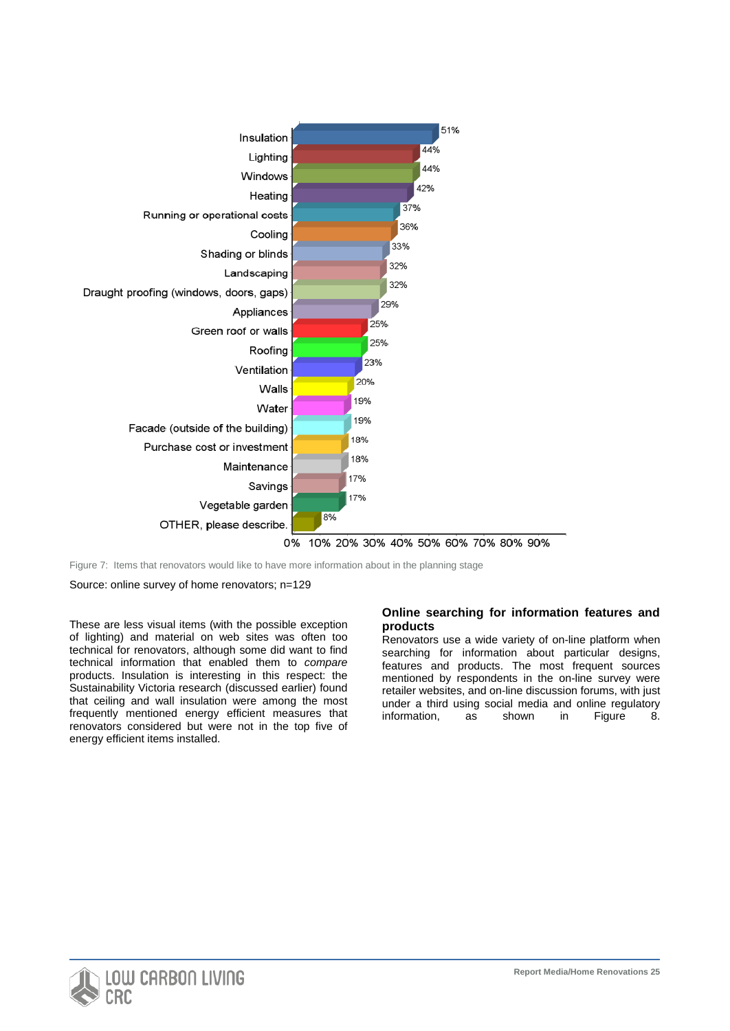| Item | Percentage |
|---|---|
| Insulation | 51% |
| Lighting | 44% |
| Windows | 44% |
| Heating | 42% |
| Running or operational costs | 37% |
| Cooling | 36% |
| Shading or blinds | 33% |
| Landscaping | 32% |
| Draught proofing (windows, doors, gaps) | 32% |
| Appliances | 29% |
| Green roof or walls | 25% |
| Roofing | 25% |
| Ventilation | 23% |
| Walls | 20% |
| Water | 19% |
| Facade (outside of the building) | 19% |
| Purchase cost or investment | 18% |
| Maintenance | 18% |
| Savings | 17% |
| Vegetable garden | 17% |
| OTHER, please describe. | 8% |

Figure 7: Items that renovators would like to have more information about in the planning stage

Source: online survey of home renovators; n=129

These are less visual items (with the possible exception of lighting) and material on web sites was often too technical for renovators, although some did want to find technical information that enabled them to *compare* products. Insulation is interesting in this respect: the Sustainability Victoria research (discussed earlier) found that ceiling and wall insulation were among the most frequently mentioned energy efficient measures that renovators considered but were not in the top five of energy efficient items installed.

**Online searching for information features and products**

Renovators use a wide variety of on-line platform when searching for information about particular designs, features and products. The most frequent sources mentioned by respondents in the on-line survey were retailer websites, and on-line discussion forums, with just under a third using social media and online regulatory information, as shown in Figure 8.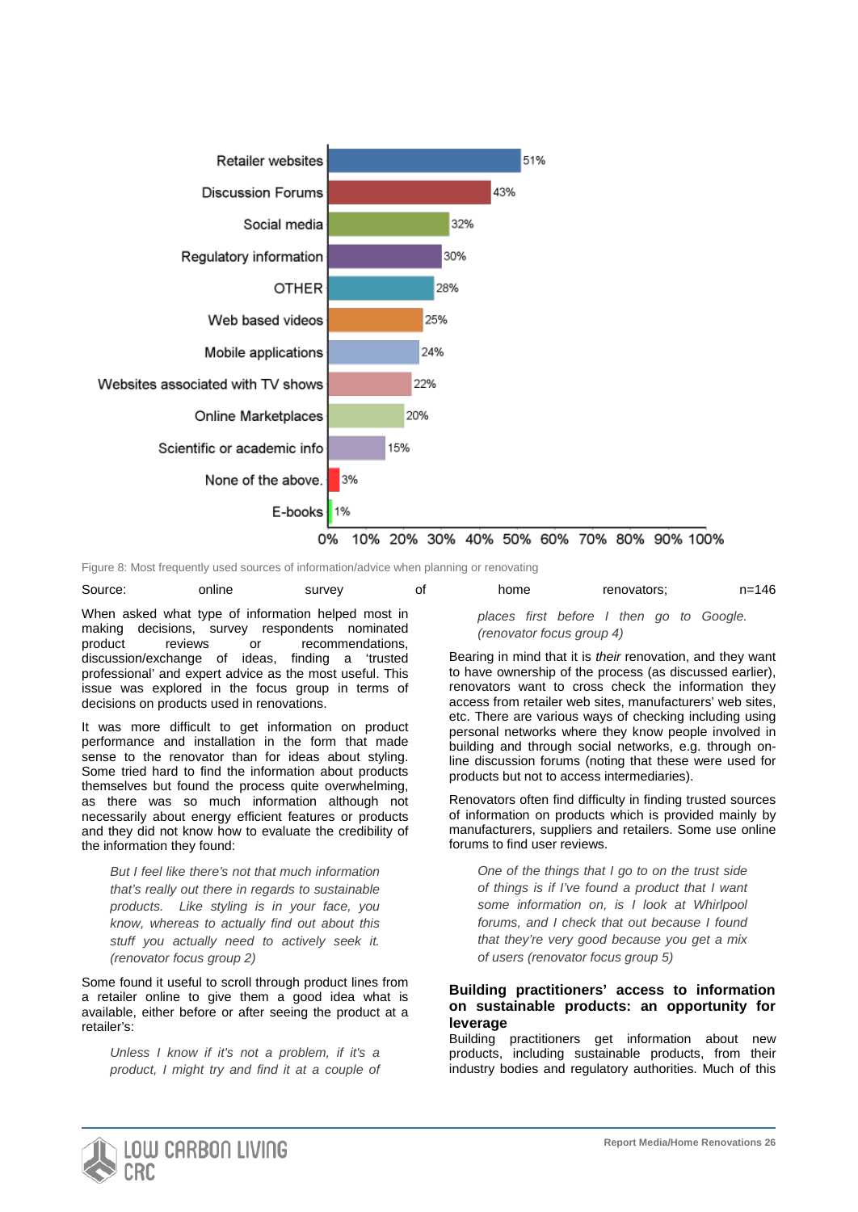| Source | Percentage |
|---|---|
| Retailer websites | 51% |
| Discussion Forums | 43% |
| Social media | 32% |
| Regulatory information | 30% |
| OTHER | 28% |
| Web based videos | 25% |
| Mobile applications | 24% |
| Websites associated with TV shows | 22% |
| Online Marketplaces | 20% |
| Scientific or academic info | 15% |
| None of the above. | 3% |
| E-books | 1% |

Figure 8: Most frequently used sources of information/advice when planning or renovating

Source: online survey of home renovators; n=146

When asked what type of information helped most in making decisions, survey respondents nominated product reviews or recommendations, discussion/exchange of ideas, finding a 'trusted professional' and expert advice as the most useful. This issue was explored in the focus group in terms of decisions on products used in renovations.

It was more difficult to get information on product performance and installation in the form that made sense to the renovator than for ideas about styling. Some tried hard to find the information about products themselves but found the process quite overwhelming, as there was so much information although not necessarily about energy efficient features or products and they did not know how to evaluate the credibility of the information they found:

> *But I feel like there's not that much information that's really out there in regards to sustainable products. Like styling is in your face, you know, whereas to actually find out about this stuff you actually need to actively seek it. (renovator focus group 2)*

Some found it useful to scroll through product lines from a retailer online to give them a good idea what is available, either before or after seeing the product at a retailer's:

> *Unless I know if it's not a problem, if it's a product, I might try and find it at a couple of places first before I then go to Google. (renovator focus group 4)*

Bearing in mind that it is *their* renovation, and they want to have ownership of the process (as discussed earlier), renovators want to cross check the information they access from retailer web sites, manufacturers' web sites, etc. There are various ways of checking including using personal networks where they know people involved in building and through social networks, e.g. through on-line discussion forums (noting that these were used for products but not to access intermediaries).

Renovators often find difficulty in finding trusted sources of information on products which is provided mainly by manufacturers, suppliers and retailers. Some use online forums to find user reviews.

> *One of the things that I go to on the trust side of things is if I've found a product that I want some information on, is I look at Whirlpool forums, and I check that out because I found that they're very good because you get a mix of users (renovator focus group 5)*

### Building practitioners' access to information on sustainable products: an opportunity for leverage

Building practitioners get information about new products, including sustainable products, from their industry bodies and regulatory authorities. Much of this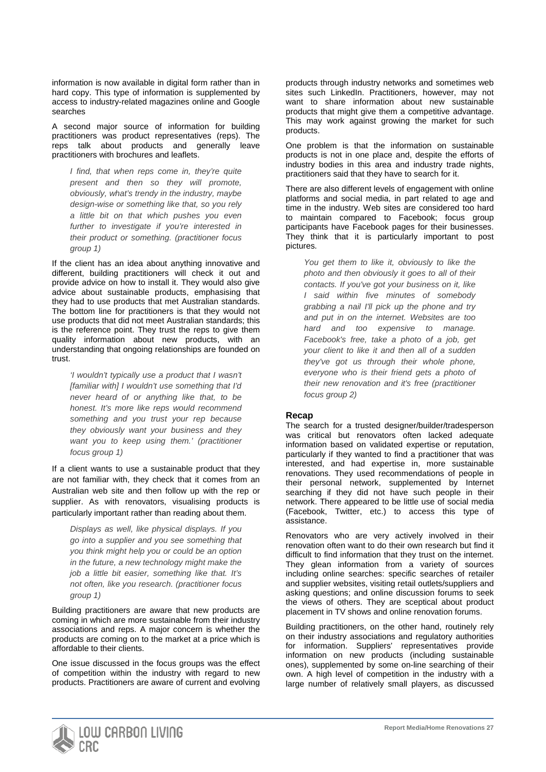information is now available in digital form rather than in hard copy. This type of information is supplemented by access to industry-related magazines online and Google searches

A second major source of information for building practitioners was product representatives (reps). The reps talk about products and generally leave practitioners with brochures and leaflets.

> *I find, that when reps come in, they're quite present and then so they will promote, obviously, what's trendy in the industry, maybe design-wise or something like that, so you rely a little bit on that which pushes you even further to investigate if you're interested in their product or something. (practitioner focus group 1)*

If the client has an idea about anything innovative and different, building practitioners will check it out and provide advice on how to install it. They would also give advice about sustainable products, emphasising that they had to use products that met Australian standards. The bottom line for practitioners is that they would not use products that did not meet Australian standards; this is the reference point. They trust the reps to give them quality information about new products, with an understanding that ongoing relationships are founded on trust.

> *'I wouldn't typically use a product that I wasn't [familiar with] I wouldn't use something that I'd never heard of or anything like that, to be honest. It's more like reps would recommend something and you trust your rep because they obviously want your business and they want you to keep using them.' (practitioner focus group 1)*

If a client wants to use a sustainable product that they are not familiar with, they check that it comes from an Australian web site and then follow up with the rep or supplier. As with renovators, visualising products is particularly important rather than reading about them.

> *Displays as well, like physical displays. If you go into a supplier and you see something that you think might help you or could be an option in the future, a new technology might make the job a little bit easier, something like that. It's not often, like you research. (practitioner focus group 1)*

Building practitioners are aware that new products are coming in which are more sustainable from their industry associations and reps. A major concern is whether the products are coming on to the market at a price which is affordable to their clients.

One issue discussed in the focus groups was the effect of competition within the industry with regard to new products. Practitioners are aware of current and evolving products through industry networks and sometimes web sites such LinkedIn. Practitioners, however, may not want to share information about new sustainable products that might give them a competitive advantage. This may work against growing the market for such products.

One problem is that the information on sustainable products is not in one place and, despite the efforts of industry bodies in this area and industry trade nights, practitioners said that they have to search for it.

There are also different levels of engagement with online platforms and social media, in part related to age and time in the industry. Web sites are considered too hard to maintain compared to Facebook; focus group participants have Facebook pages for their businesses. They think that it is particularly important to post pictures.

> *You get them to like it, obviously to like the photo and then obviously it goes to all of their contacts. If you've got your business on it, like I said within five minutes of somebody grabbing a nail I'll pick up the phone and try and put in on the internet. Websites are too hard and too expensive to manage. Facebook's free, take a photo of a job, get your client to like it and then all of a sudden they've got us through their whole phone, everyone who is their friend gets a photo of their new renovation and it's free (practitioner focus group 2)*

### Recap

The search for a trusted designer/builder/tradesperson was critical but renovators often lacked adequate information based on validated expertise or reputation, particularly if they wanted to find a practitioner that was interested, and had expertise in, more sustainable renovations. They used recommendations of people in their personal network, supplemented by Internet searching if they did not have such people in their network. There appeared to be little use of social media (Facebook, Twitter, etc.) to access this type of assistance.

Renovators who are very actively involved in their renovation often want to do their own research but find it difficult to find information that they trust on the internet. They glean information from a variety of sources including online searches: specific searches of retailer and supplier websites, visiting retail outlets/suppliers and asking questions; and online discussion forums to seek the views of others. They are sceptical about product placement in TV shows and online renovation forums.

Building practitioners, on the other hand, routinely rely on their industry associations and regulatory authorities for information. Suppliers' representatives provide information on new products (including sustainable ones), supplemented by some on-line searching of their own. A high level of competition in the industry with a large number of relatively small players, as discussed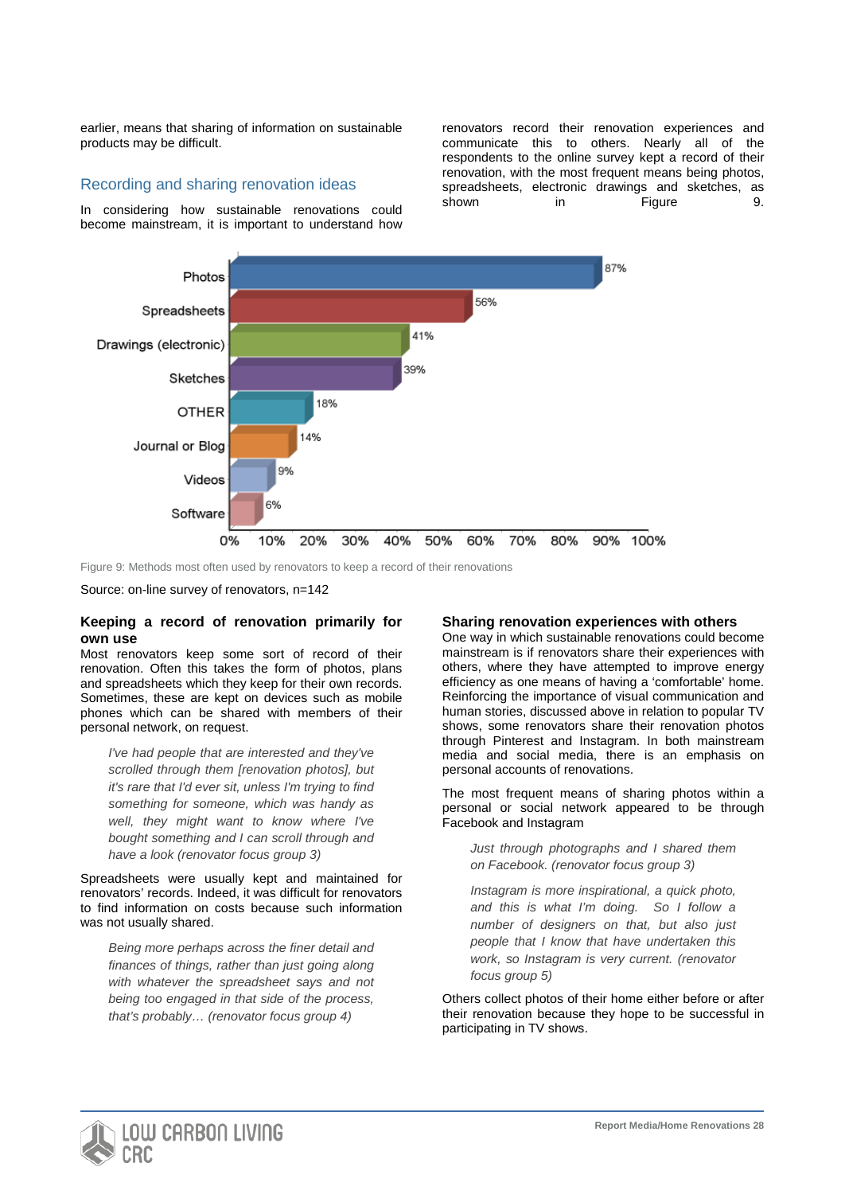earlier, means that sharing of information on sustainable products may be difficult.

## Recording and sharing renovation ideas

In considering how sustainable renovations could become mainstream, it is important to understand how renovators record their renovation experiences and communicate this to others. Nearly all of the respondents to the online survey kept a record of their renovation, with the most frequent means being photos, spreadsheets, electronic drawings and sketches, as shown in Figure 9.

| Method | Percentage |
|---|---|
| Photos | 87% |
| Spreadsheets | 56% |
| Drawings (electronic) | 41% |
| Sketches | 39% |
| OTHER | 18% |
| Journal or Blog | 14% |
| Videos | 9% |
| Software | 6% |

Figure 9: Methods most often used by renovators to keep a record of their renovations

Source: on-line survey of renovators, n=142

### Keeping a record of renovation primarily for own use

Most renovators keep some sort of record of their renovation. Often this takes the form of photos, plans and spreadsheets which they keep for their own records. Sometimes, these are kept on devices such as mobile phones which can be shared with members of their personal network, on request.

> *I've had people that are interested and they've scrolled through them [renovation photos], but it's rare that I'd ever sit, unless I'm trying to find something for someone, which was handy as well, they might want to know where I've bought something and I can scroll through and have a look (renovator focus group 3)*

Spreadsheets were usually kept and maintained for renovators' records. Indeed, it was difficult for renovators to find information on costs because such information was not usually shared.

> *Being more perhaps across the finer detail and finances of things, rather than just going along with whatever the spreadsheet says and not being too engaged in that side of the process, that's probably… (renovator focus group 4)*

### Sharing renovation experiences with others

One way in which sustainable renovations could become mainstream is if renovators share their experiences with others, where they have attempted to improve energy efficiency as one means of having a 'comfortable' home. Reinforcing the importance of visual communication and human stories, discussed above in relation to popular TV shows, some renovators share their renovation photos through Pinterest and Instagram. In both mainstream media and social media, there is an emphasis on personal accounts of renovations.

The most frequent means of sharing photos within a personal or social network appeared to be through Facebook and Instagram

> *Just through photographs and I shared them on Facebook. (renovator focus group 3)*

> *Instagram is more inspirational, a quick photo, and this is what I'm doing. So I follow a number of designers on that, but also just people that I know that have undertaken this work, so Instagram is very current. (renovator focus group 5)*

Others collect photos of their home either before or after their renovation because they hope to be successful in participating in TV shows.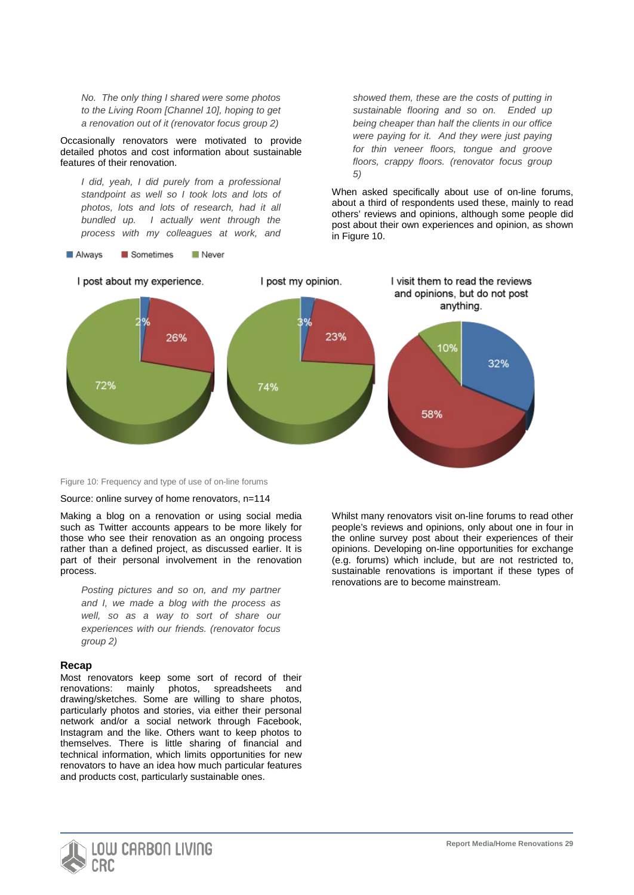> *No. The only thing I shared were some photos to the Living Room [Channel 10], hoping to get a renovation out of it (renovator focus group 2)*

Occasionally renovators were motivated to provide detailed photos and cost information about sustainable features of their renovation.

> *I did, yeah, I did purely from a professional standpoint as well so I took lots and lots of photos, lots and lots of research, had it all bundled up. I actually went through the process with my colleagues at work, and showed them, these are the costs of putting in sustainable flooring and so on. Ended up being cheaper than half the clients in our office were paying for it. And they were just paying for thin veneer floors, tongue and groove floors, crappy floors. (renovator focus group 5)*

When asked specifically about use of on-line forums, about a third of respondents used these, mainly to read others' reviews and opinions, although some people did post about their own experiences and opinion, as shown in Figure 10.

Always | Sometimes | Never

| | Always | Sometimes | Never |
|---|---|---|---|
| I post about my experience. | 2% | 26% | 72% |
| I post my opinion. | 3% | 23% | 74% |
| I visit them to read the reviews and opinions, but do not post anything. | 32% | 58% | 10% |

Figure 10: Frequency and type of use of on-line forums

Source: online survey of home renovators, n=114

Making a blog on a renovation or using social media such as Twitter accounts appears to be more likely for those who see their renovation as an ongoing process rather than a defined project, as discussed earlier. It is part of their personal involvement in the renovation process.

> *Posting pictures and so on, and my partner and I, we made a blog with the process as well, so as a way to sort of share our experiences with our friends. (renovator focus group 2)*

## Recap

Most renovators keep some sort of record of their renovations: mainly photos, spreadsheets and drawing/sketches. Some are willing to share photos, particularly photos and stories, via either their personal network and/or a social network through Facebook, Instagram and the like. Others want to keep photos to themselves. There is little sharing of financial and technical information, which limits opportunities for new renovators to have an idea how much particular features and products cost, particularly sustainable ones.

Whilst many renovators visit on-line forums to read other people's reviews and opinions, only about one in four in the online survey post about their experiences of their opinions. Developing on-line opportunities for exchange (e.g. forums) which include, but are not restricted to, sustainable renovations is important if these types of renovations are to become mainstream.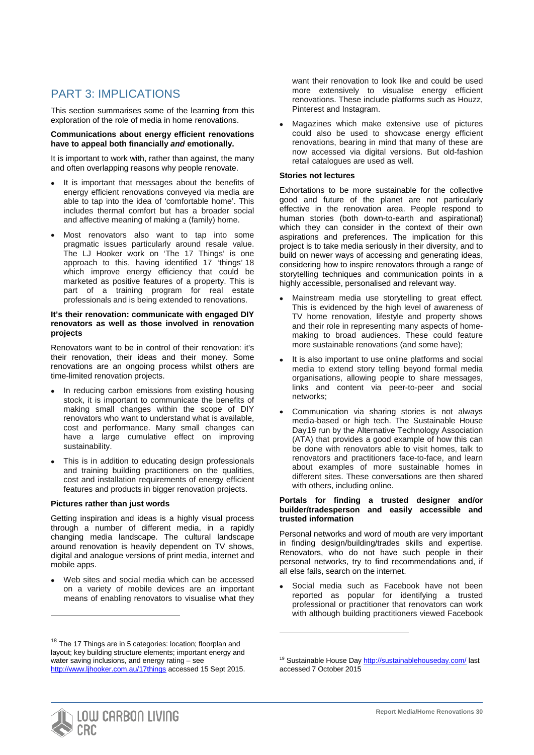## PART 3: IMPLICATIONS

This section summarises some of the learning from this exploration of the role of media in home renovations.

**Communications about energy efficient renovations have to appeal both financially *and* emotionally.**

It is important to work with, rather than against, the many and often overlapping reasons why people renovate.

- It is important that messages about the benefits of energy efficient renovations conveyed via media are able to tap into the idea of 'comfortable home'. This includes thermal comfort but has a broader social and affective meaning of making a (family) home.
- Most renovators also want to tap into some pragmatic issues particularly around resale value. The LJ Hooker work on 'The 17 Things' is one approach to this, having identified 17 'things'[18] which improve energy efficiency that could be marketed as positive features of a property. This is part of a training program for real estate professionals and is being extended to renovations.

**It's their renovation: communicate with engaged DIY renovators as well as those involved in renovation projects**

Renovators want to be in control of their renovation: it's their renovation, their ideas and their money. Some renovations are an ongoing process whilst others are time-limited renovation projects.

- In reducing carbon emissions from existing housing stock, it is important to communicate the benefits of making small changes within the scope of DIY renovators who want to understand what is available, cost and performance. Many small changes can have a large cumulative effect on improving sustainability.
- This is in addition to educating design professionals and training building practitioners on the qualities, cost and installation requirements of energy efficient features and products in bigger renovation projects.

**Pictures rather than just words**

Getting inspiration and ideas is a highly visual process through a number of different media, in a rapidly changing media landscape. The cultural landscape around renovation is heavily dependent on TV shows, digital and analogue versions of print media, internet and mobile apps.

- Web sites and social media which can be accessed on a variety of mobile devices are an important means of enabling renovators to visualise what they want their renovation to look like and could be used more extensively to visualise energy efficient renovations. These include platforms such as Houzz, Pinterest and Instagram.
- Magazines which make extensive use of pictures could also be used to showcase energy efficient renovations, bearing in mind that many of these are now accessed via digital versions. But old-fashion retail catalogues are used as well.

**Stories not lectures**

Exhortations to be more sustainable for the collective good and future of the planet are not particularly effective in the renovation area. People respond to human stories (both down-to-earth and aspirational) which they can consider in the context of their own aspirations and preferences. The implication for this project is to take media seriously in their diversity, and to build on newer ways of accessing and generating ideas, considering how to inspire renovators through a range of storytelling techniques and communication points in a highly accessible, personalised and relevant way.

- Mainstream media use storytelling to great effect. This is evidenced by the high level of awareness of TV home renovation, lifestyle and property shows and their role in representing many aspects of home-making to broad audiences. These could feature more sustainable renovations (and some have);
- It is also important to use online platforms and social media to extend story telling beyond formal media organisations, allowing people to share messages, links and content via peer-to-peer and social networks;
- Communication via sharing stories is not always media-based or high tech. The Sustainable House Day[19] run by the Alternative Technology Association (ATA) that provides a good example of how this can be done with renovators able to visit homes, talk to renovators and practitioners face-to-face, and learn about examples of more sustainable homes in different sites. These conversations are then shared with others, including online.

**Portals for finding a trusted designer and/or builder/tradesperson and easily accessible and trusted information**

Personal networks and word of mouth are very important in finding design/building/trades skills and expertise. Renovators, who do not have such people in their personal networks, try to find recommendations and, if all else fails, search on the internet.

- Social media such as Facebook have not been reported as popular for identifying a trusted professional or practitioner that renovators can work with although building practitioners viewed Facebook

---

[18] The 17 Things are in 5 categories: location; floorplan and layout; key building structure elements; important energy and water saving inclusions, and energy rating – see http://www.ljhooker.com.au/17things accessed 15 Sept 2015.

[19] Sustainable House Day http://sustainablehouseday.com/ last accessed 7 October 2015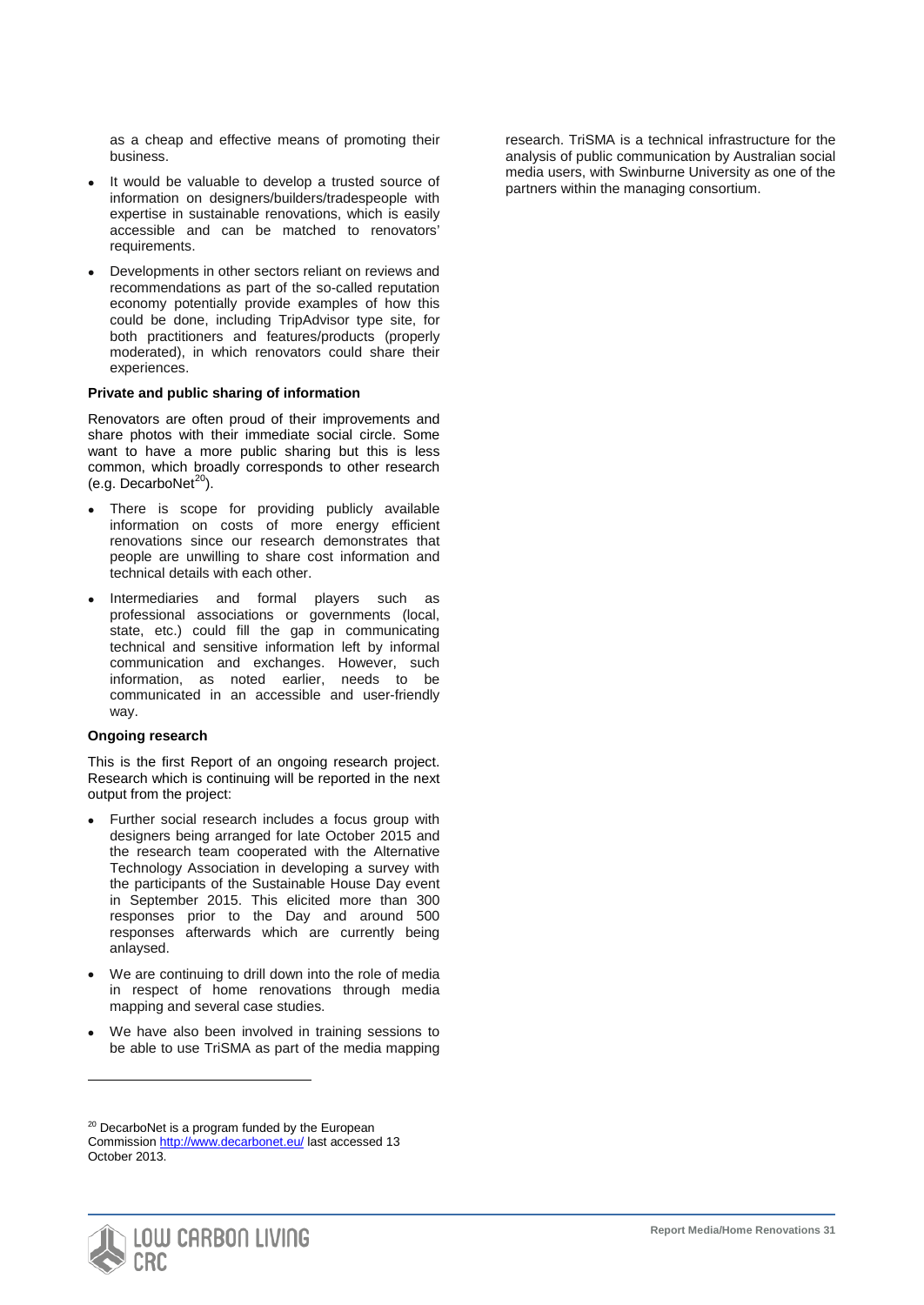as a cheap and effective means of promoting their business.

- It would be valuable to develop a trusted source of information on designers/builders/tradespeople with expertise in sustainable renovations, which is easily accessible and can be matched to renovators' requirements.
- Developments in other sectors reliant on reviews and recommendations as part of the so-called reputation economy potentially provide examples of how this could be done, including TripAdvisor type site, for both practitioners and features/products (properly moderated), in which renovators could share their experiences.

**Private and public sharing of information**

Renovators are often proud of their improvements and share photos with their immediate social circle. Some want to have a more public sharing but this is less common, which broadly corresponds to other research (e.g. DecarboNet[20]).

- There is scope for providing publicly available information on costs of more energy efficient renovations since our research demonstrates that people are unwilling to share cost information and technical details with each other.
- Intermediaries and formal players such as professional associations or governments (local, state, etc.) could fill the gap in communicating technical and sensitive information left by informal communication and exchanges. However, such information, as noted earlier, needs to be communicated in an accessible and user-friendly way.

**Ongoing research**

This is the first Report of an ongoing research project. Research which is continuing will be reported in the next output from the project:

- Further social research includes a focus group with designers being arranged for late October 2015 and the research team cooperated with the Alternative Technology Association in developing a survey with the participants of the Sustainable House Day event in September 2015. This elicited more than 300 responses prior to the Day and around 500 responses afterwards which are currently being anlaysed.
- We are continuing to drill down into the role of media in respect of home renovations through media mapping and several case studies.
- We have also been involved in training sessions to be able to use TriSMA as part of the media mapping research. TriSMA is a technical infrastructure for the analysis of public communication by Australian social media users, with Swinburne University as one of the partners within the managing consortium.

[20] DecarboNet is a program funded by the European Commission http://www.decarbonet.eu/ last accessed 13 October 2013.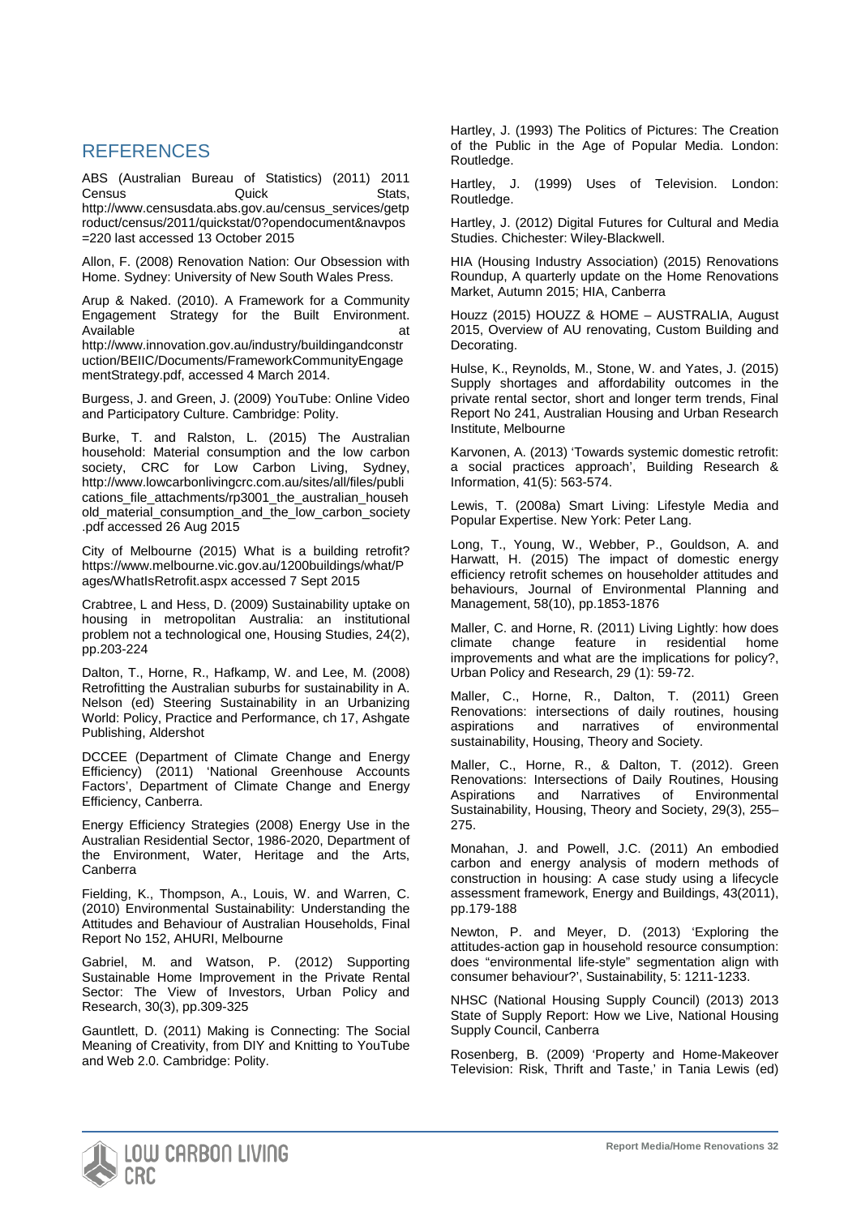## REFERENCES

ABS (Australian Bureau of Statistics) (2011) 2011 Census Quick Stats, http://www.censusdata.abs.gov.au/census_services/getproduct/census/2011/quickstat/0?opendocument&navpos=220 last accessed 13 October 2015

Allon, F. (2008) Renovation Nation: Our Obsession with Home. Sydney: University of New South Wales Press.

Arup & Naked. (2010). A Framework for a Community Engagement Strategy for the Built Environment. Available at http://www.innovation.gov.au/industry/buildingandconstruction/BEIIC/Documents/FrameworkCommunityEngagementStrategy.pdf, accessed 4 March 2014.

Burgess, J. and Green, J. (2009) YouTube: Online Video and Participatory Culture. Cambridge: Polity.

Burke, T. and Ralston, L. (2015) The Australian household: Material consumption and the low carbon society, CRC for Low Carbon Living, Sydney, http://www.lowcarbonlivingcrc.com.au/sites/all/files/publications_file_attachments/rp3001_the_australian_household_material_consumption_and_the_low_carbon_society.pdf accessed 26 Aug 2015

City of Melbourne (2015) What is a building retrofit? https://www.melbourne.vic.gov.au/1200buildings/what/Pages/WhatIsRetrofit.aspx accessed 7 Sept 2015

Crabtree, L and Hess, D. (2009) Sustainability uptake on housing in metropolitan Australia: an institutional problem not a technological one, Housing Studies, 24(2), pp.203-224

Dalton, T., Horne, R., Hafkamp, W. and Lee, M. (2008) Retrofitting the Australian suburbs for sustainability in A. Nelson (ed) Steering Sustainability in an Urbanizing World: Policy, Practice and Performance, ch 17, Ashgate Publishing, Aldershot

DCCEE (Department of Climate Change and Energy Efficiency) (2011) 'National Greenhouse Accounts Factors', Department of Climate Change and Energy Efficiency, Canberra.

Energy Efficiency Strategies (2008) Energy Use in the Australian Residential Sector, 1986-2020, Department of the Environment, Water, Heritage and the Arts, Canberra

Fielding, K., Thompson, A., Louis, W. and Warren, C. (2010) Environmental Sustainability: Understanding the Attitudes and Behaviour of Australian Households, Final Report No 152, AHURI, Melbourne

Gabriel, M. and Watson, P. (2012) Supporting Sustainable Home Improvement in the Private Rental Sector: The View of Investors, Urban Policy and Research, 30(3), pp.309-325

Gauntlett, D. (2011) Making is Connecting: The Social Meaning of Creativity, from DIY and Knitting to YouTube and Web 2.0. Cambridge: Polity.

Hartley, J. (1993) The Politics of Pictures: The Creation of the Public in the Age of Popular Media. London: Routledge.

Hartley, J. (1999) Uses of Television. London: Routledge.

Hartley, J. (2012) Digital Futures for Cultural and Media Studies. Chichester: Wiley-Blackwell.

HIA (Housing Industry Association) (2015) Renovations Roundup, A quarterly update on the Home Renovations Market, Autumn 2015; HIA, Canberra

Houzz (2015) HOUZZ & HOME – AUSTRALIA, August 2015, Overview of AU renovating, Custom Building and Decorating.

Hulse, K., Reynolds, M., Stone, W. and Yates, J. (2015) Supply shortages and affordability outcomes in the private rental sector, short and longer term trends, Final Report No 241, Australian Housing and Urban Research Institute, Melbourne

Karvonen, A. (2013) 'Towards systemic domestic retrofit: a social practices approach', Building Research & Information, 41(5): 563-574.

Lewis, T. (2008a) Smart Living: Lifestyle Media and Popular Expertise. New York: Peter Lang.

Long, T., Young, W., Webber, P., Gouldson, A. and Harwatt, H. (2015) The impact of domestic energy efficiency retrofit schemes on householder attitudes and behaviours, Journal of Environmental Planning and Management, 58(10), pp.1853-1876

Maller, C. and Horne, R. (2011) Living Lightly: how does climate change feature in residential home improvements and what are the implications for policy?, Urban Policy and Research, 29 (1): 59-72.

Maller, C., Horne, R., Dalton, T. (2011) Green Renovations: intersections of daily routines, housing aspirations and narratives of environmental sustainability, Housing, Theory and Society.

Maller, C., Horne, R., & Dalton, T. (2012). Green Renovations: Intersections of Daily Routines, Housing Aspirations and Narratives of Environmental Sustainability, Housing, Theory and Society, 29(3), 255–275.

Monahan, J. and Powell, J.C. (2011) An embodied carbon and energy analysis of modern methods of construction in housing: A case study using a lifecycle assessment framework, Energy and Buildings, 43(2011), pp.179-188

Newton, P. and Meyer, D. (2013) 'Exploring the attitudes-action gap in household resource consumption: does "environmental life-style" segmentation align with consumer behaviour?', Sustainability, 5: 1211-1233.

NHSC (National Housing Supply Council) (2013) 2013 State of Supply Report: How we Live, National Housing Supply Council, Canberra

Rosenberg, B. (2009) 'Property and Home-Makeover Television: Risk, Thrift and Taste,' in Tania Lewis (ed)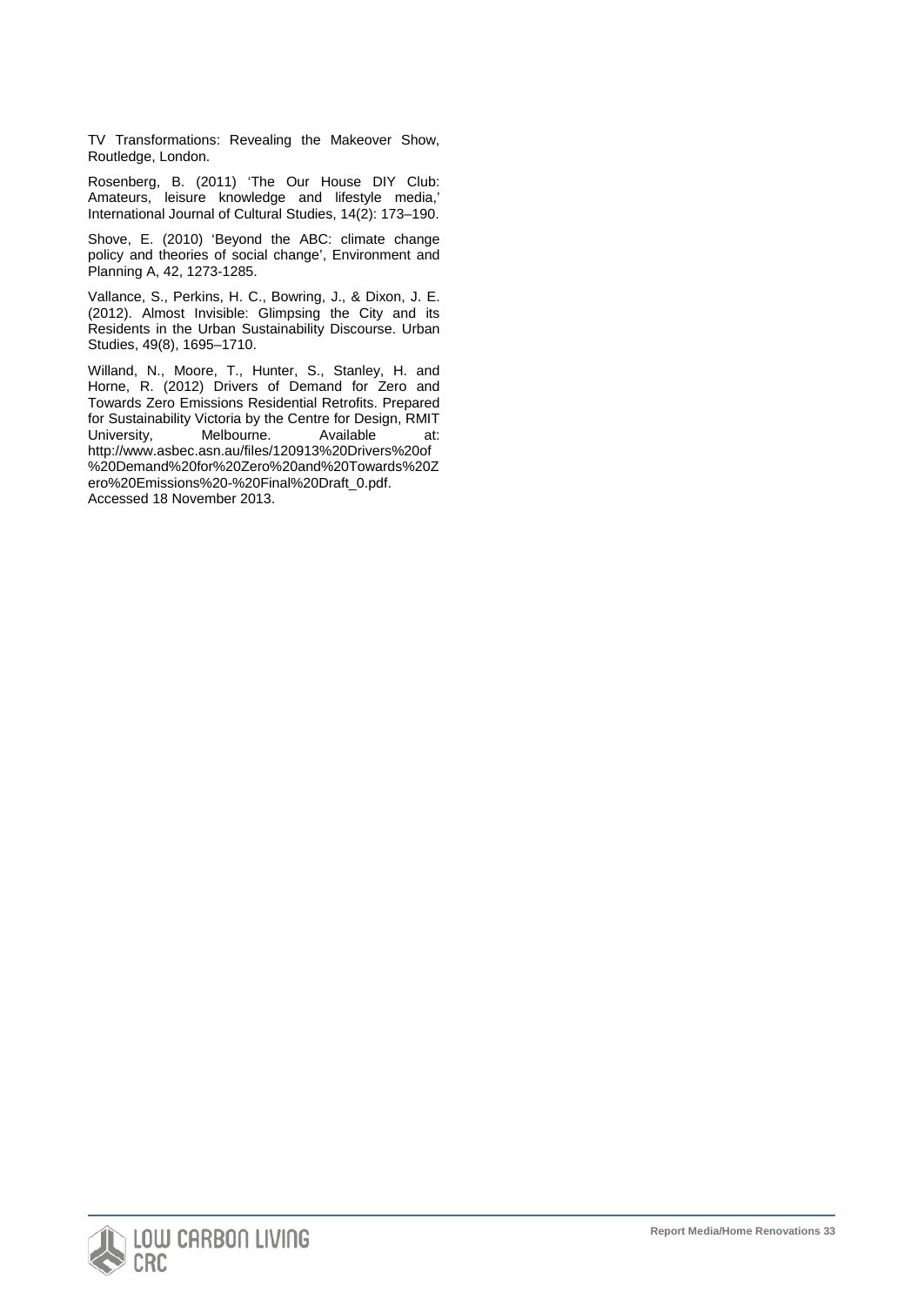TV Transformations: Revealing the Makeover Show, Routledge, London.

Rosenberg, B. (2011) 'The Our House DIY Club: Amateurs, leisure knowledge and lifestyle media,' International Journal of Cultural Studies, 14(2): 173–190.

Shove, E. (2010) 'Beyond the ABC: climate change policy and theories of social change', Environment and Planning A, 42, 1273-1285.

Vallance, S., Perkins, H. C., Bowring, J., & Dixon, J. E. (2012). Almost Invisible: Glimpsing the City and its Residents in the Urban Sustainability Discourse. Urban Studies, 49(8), 1695–1710.

Willand, N., Moore, T., Hunter, S., Stanley, H. and Horne, R. (2012) Drivers of Demand for Zero and Towards Zero Emissions Residential Retrofits. Prepared for Sustainability Victoria by the Centre for Design, RMIT University, Melbourne. Available at: http://www.asbec.asn.au/files/120913%20Drivers%20of%20Demand%20for%20Zero%20and%20Towards%20Zero%20Emissions%20-%20Final%20Draft_0.pdf. Accessed 18 November 2013.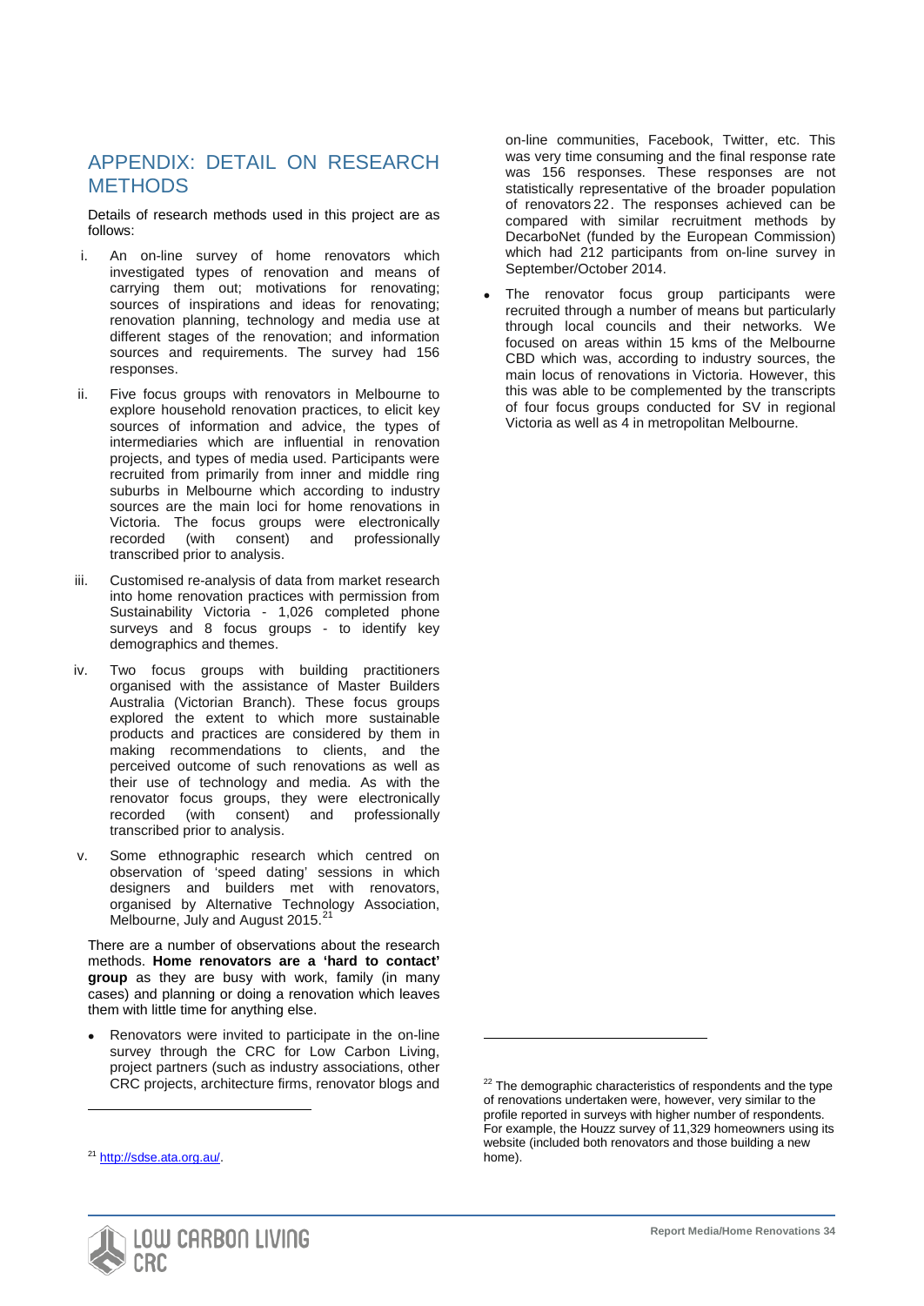## APPENDIX: DETAIL ON RESEARCH METHODS

Details of research methods used in this project are as follows:

i. An on-line survey of home renovators which investigated types of renovation and means of carrying them out; motivations for renovating; sources of inspirations and ideas for renovating; renovation planning, technology and media use at different stages of the renovation; and information sources and requirements. The survey had 156 responses.

ii. Five focus groups with renovators in Melbourne to explore household renovation practices, to elicit key sources of information and advice, the types of intermediaries which are influential in renovation projects, and types of media used. Participants were recruited from primarily from inner and middle ring suburbs in Melbourne which according to industry sources are the main loci for home renovations in Victoria. The focus groups were electronically recorded (with consent) and professionally transcribed prior to analysis.

iii. Customised re-analysis of data from market research into home renovation practices with permission from Sustainability Victoria - 1,026 completed phone surveys and 8 focus groups - to identify key demographics and themes.

iv. Two focus groups with building practitioners organised with the assistance of Master Builders Australia (Victorian Branch). These focus groups explored the extent to which more sustainable products and practices are considered by them in making recommendations to clients, and the perceived outcome of such renovations as well as their use of technology and media. As with the renovator focus groups, they were electronically recorded (with consent) and professionally transcribed prior to analysis.

v. Some ethnographic research which centred on observation of 'speed dating' sessions in which designers and builders met with renovators, organised by Alternative Technology Association, Melbourne, July and August 2015.[21]

There are a number of observations about the research methods. **Home renovators are a 'hard to contact' group** as they are busy with work, family (in many cases) and planning or doing a renovation which leaves them with little time for anything else.

- Renovators were invited to participate in the on-line survey through the CRC for Low Carbon Living, project partners (such as industry associations, other CRC projects, architecture firms, renovator blogs and on-line communities, Facebook, Twitter, etc. This was very time consuming and the final response rate was 156 responses. These responses are not statistically representative of the broader population of renovators[22]. The responses achieved can be compared with similar recruitment methods by DecarboNet (funded by the European Commission) which had 212 participants from on-line survey in September/October 2014.
- The renovator focus group participants were recruited through a number of means but particularly through local councils and their networks. We focused on areas within 15 kms of the Melbourne CBD which was, according to industry sources, the main locus of renovations in Victoria. However, this this was able to be complemented by the transcripts of four focus groups conducted for SV in regional Victoria as well as 4 in metropolitan Melbourne.

[21] http://sdse.ata.org.au/.

[22] The demographic characteristics of respondents and the type of renovations undertaken were, however, very similar to the profile reported in surveys with higher number of respondents. For example, the Houzz survey of 11,329 homeowners using its website (included both renovators and those building a new home).